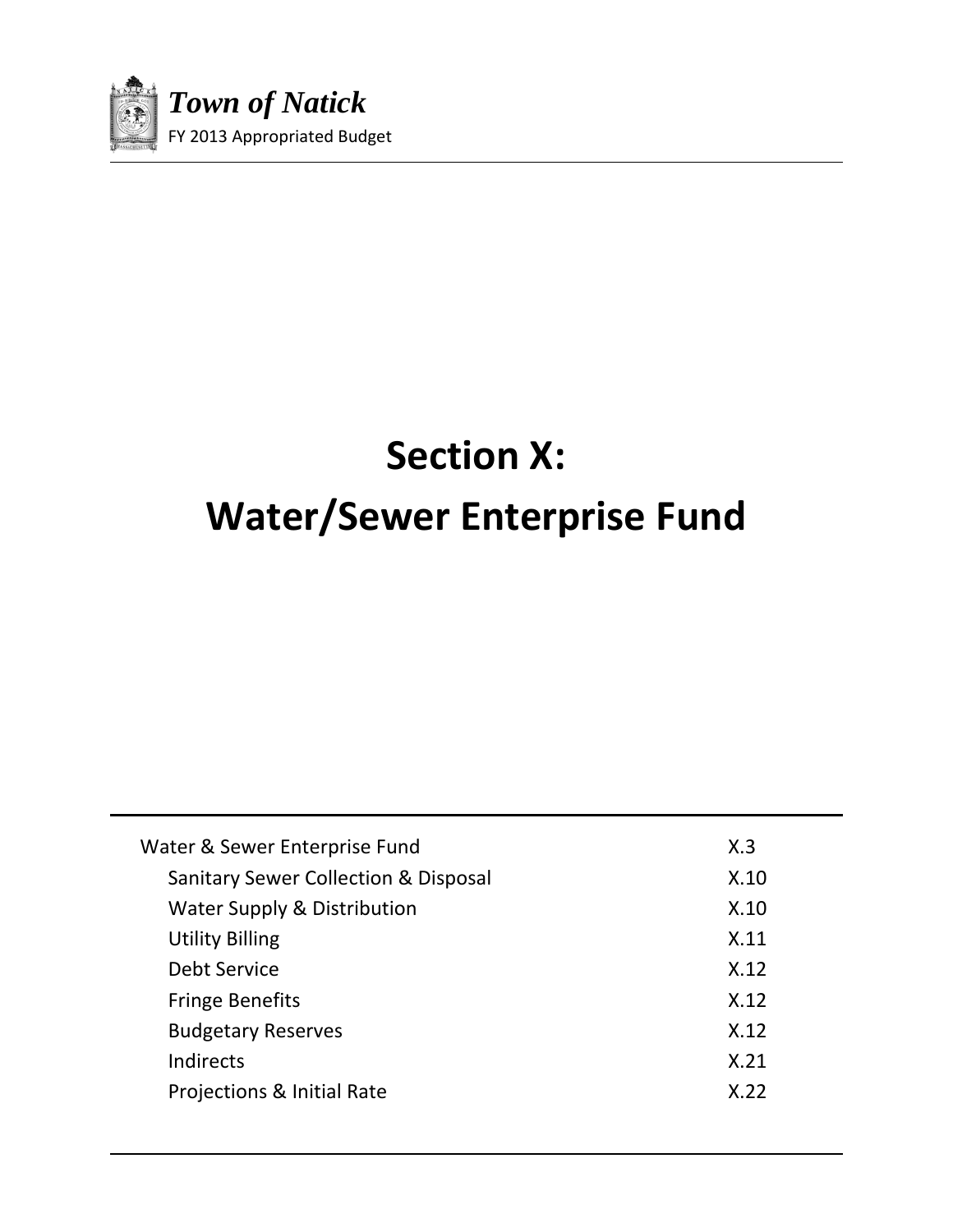# Section X:
# Water/Sewer Enterprise Fund

| | |
|---|---|
| Water & Sewer Enterprise Fund | X.3 |
| Sanitary Sewer Collection & Disposal | X.10 |
| Water Supply & Distribution | X.10 |
| Utility Billing | X.11 |
| Debt Service | X.12 |
| Fringe Benefits | X.12 |
| Budgetary Reserves | X.12 |
| Indirects | X.21 |
| Projections & Initial Rate | X.22 |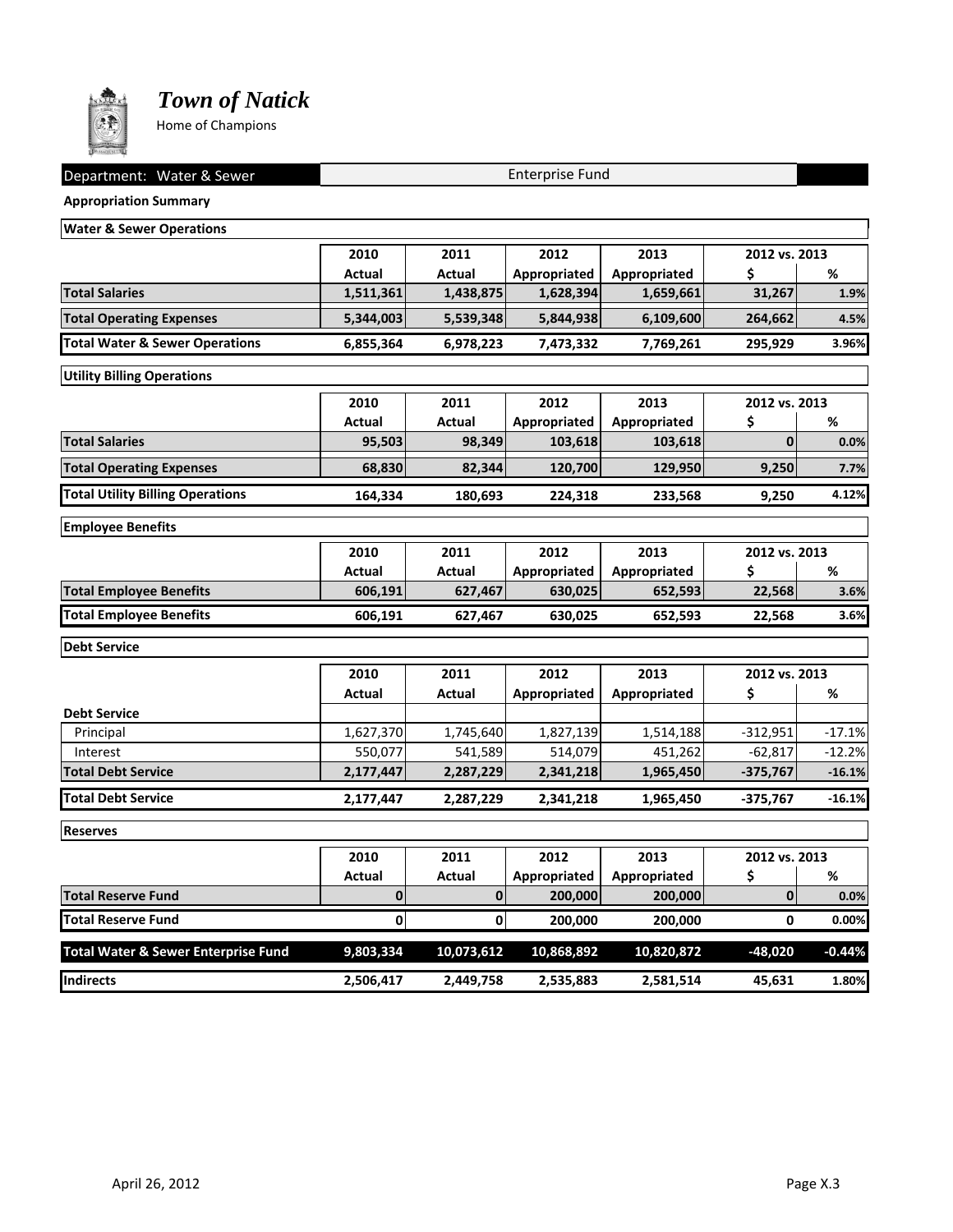# *Town of Natick*

Home of Champions

Department: Water & Sewer — Enterprise Fund

**Appropriation Summary**

**Water & Sewer Operations**

| | 2010 Actual | 2011 Actual | 2012 Appropriated | 2013 Appropriated | 2012 vs. 2013 $ | 2012 vs. 2013 % |
|---|---|---|---|---|---|---|
| **Total Salaries** | **1,511,361** | **1,438,875** | **1,628,394** | **1,659,661** | **31,267** | **1.9%** |
| **Total Operating Expenses** | **5,344,003** | **5,539,348** | **5,844,938** | **6,109,600** | **264,662** | **4.5%** |
| **Total Water & Sewer Operations** | **6,855,364** | **6,978,223** | **7,473,332** | **7,769,261** | **295,929** | **3.96%** |

**Utility Billing Operations**

| | 2010 Actual | 2011 Actual | 2012 Appropriated | 2013 Appropriated | 2012 vs. 2013 $ | 2012 vs. 2013 % |
|---|---|---|---|---|---|---|
| **Total Salaries** | **95,503** | **98,349** | **103,618** | **103,618** | **0** | **0.0%** |
| **Total Operating Expenses** | **68,830** | **82,344** | **120,700** | **129,950** | **9,250** | **7.7%** |
| **Total Utility Billing Operations** | **164,334** | **180,693** | **224,318** | **233,568** | **9,250** | **4.12%** |

**Employee Benefits**

| | 2010 Actual | 2011 Actual | 2012 Appropriated | 2013 Appropriated | 2012 vs. 2013 $ | 2012 vs. 2013 % |
|---|---|---|---|---|---|---|
| **Total Employee Benefits** | **606,191** | **627,467** | **630,025** | **652,593** | **22,568** | **3.6%** |
| **Total Employee Benefits** | **606,191** | **627,467** | **630,025** | **652,593** | **22,568** | **3.6%** |

**Debt Service**

| | 2010 Actual | 2011 Actual | 2012 Appropriated | 2013 Appropriated | 2012 vs. 2013 $ | 2012 vs. 2013 % |
|---|---|---|---|---|---|---|
| **Debt Service** | | | | | | |
| Principal | 1,627,370 | 1,745,640 | 1,827,139 | 1,514,188 | -312,951 | -17.1% |
| Interest | 550,077 | 541,589 | 514,079 | 451,262 | -62,817 | -12.2% |
| **Total Debt Service** | **2,177,447** | **2,287,229** | **2,341,218** | **1,965,450** | **-375,767** | **-16.1%** |
| **Total Debt Service** | **2,177,447** | **2,287,229** | **2,341,218** | **1,965,450** | **-375,767** | **-16.1%** |

**Reserves**

| | 2010 Actual | 2011 Actual | 2012 Appropriated | 2013 Appropriated | 2012 vs. 2013 $ | 2012 vs. 2013 % |
|---|---|---|---|---|---|---|
| **Total Reserve Fund** | **0** | **0** | **200,000** | **200,000** | **0** | **0.0%** |
| **Total Reserve Fund** | **0** | **0** | **200,000** | **200,000** | **0** | **0.00%** |
| **Total Water & Sewer Enterprise Fund** | **9,803,334** | **10,073,612** | **10,868,892** | **10,820,872** | **-48,020** | **-0.44%** |
| **Indirects** | **2,506,417** | **2,449,758** | **2,535,883** | **2,581,514** | **45,631** | **1.80%** |

April 26, 2012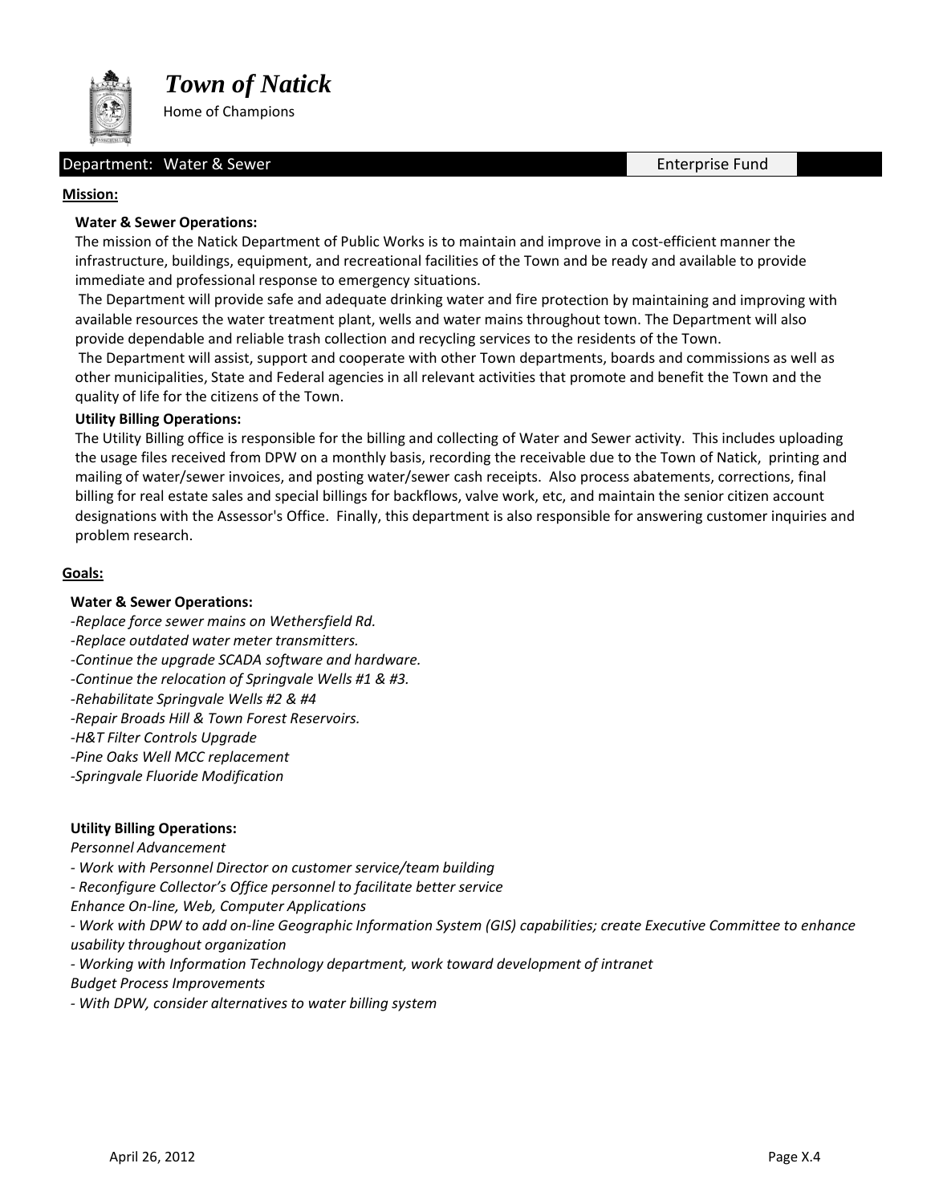# Town of Natick

Home of Champions

**Department: Water & Sewer** | Enterprise Fund

## Mission:

**Water & Sewer Operations:**

The mission of the Natick Department of Public Works is to maintain and improve in a cost-efficient manner the infrastructure, buildings, equipment, and recreational facilities of the Town and be ready and available to provide immediate and professional response to emergency situations.

The Department will provide safe and adequate drinking water and fire protection by maintaining and improving with available resources the water treatment plant, wells and water mains throughout town. The Department will also provide dependable and reliable trash collection and recycling services to the residents of the Town.

The Department will assist, support and cooperate with other Town departments, boards and commissions as well as other municipalities, State and Federal agencies in all relevant activities that promote and benefit the Town and the quality of life for the citizens of the Town.

**Utility Billing Operations:**

The Utility Billing office is responsible for the billing and collecting of Water and Sewer activity. This includes uploading the usage files received from DPW on a monthly basis, recording the receivable due to the Town of Natick, printing and mailing of water/sewer invoices, and posting water/sewer cash receipts. Also process abatements, corrections, final billing for real estate sales and special billings for backflows, valve work, etc, and maintain the senior citizen account designations with the Assessor's Office. Finally, this department is also responsible for answering customer inquiries and problem research.

## Goals:

**Water & Sewer Operations:**

*-Replace force sewer mains on Wethersfield Rd.*
*-Replace outdated water meter transmitters.*
*-Continue the upgrade SCADA software and hardware.*
*-Continue the relocation of Springvale Wells #1 & #3.*
*-Rehabilitate Springvale Wells #2 & #4*
*-Repair Broads Hill & Town Forest Reservoirs.*
*-H&T Filter Controls Upgrade*
*-Pine Oaks Well MCC replacement*
*-Springvale Fluoride Modification*

**Utility Billing Operations:**

*Personnel Advancement*
*- Work with Personnel Director on customer service/team building*
*- Reconfigure Collector's Office personnel to facilitate better service*
*Enhance On-line, Web, Computer Applications*
*- Work with DPW to add on-line Geographic Information System (GIS) capabilities; create Executive Committee to enhance usability throughout organization*
*- Working with Information Technology department, work toward development of intranet*
*Budget Process Improvements*
*- With DPW, consider alternatives to water billing system*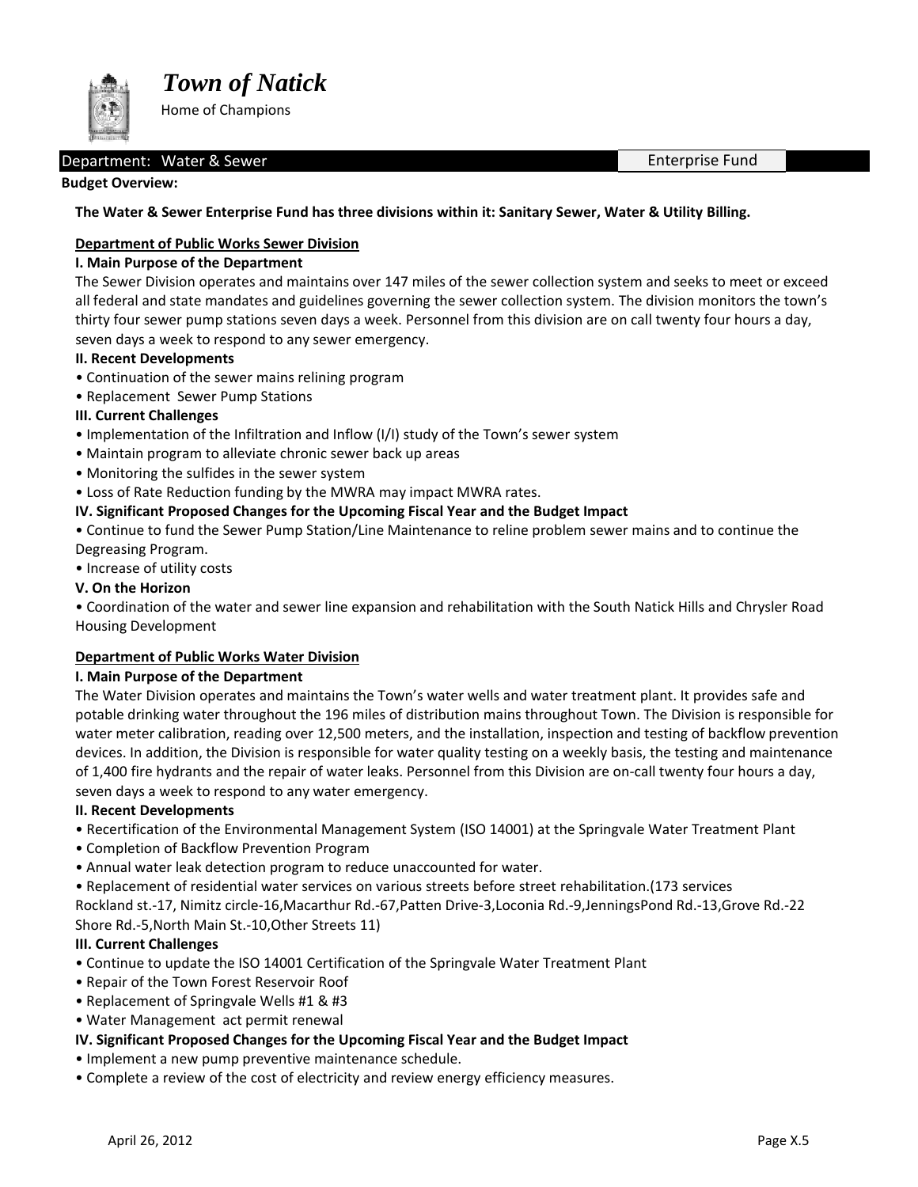# *Town of Natick*

Home of Champions

**Department: Water & Sewer** | Enterprise Fund

**Budget Overview:**

**The Water & Sewer Enterprise Fund has three divisions within it: Sanitary Sewer, Water & Utility Billing.**

## Department of Public Works Sewer Division

### I. Main Purpose of the Department

The Sewer Division operates and maintains over 147 miles of the sewer collection system and seeks to meet or exceed all federal and state mandates and guidelines governing the sewer collection system. The division monitors the town's thirty four sewer pump stations seven days a week. Personnel from this division are on call twenty four hours a day, seven days a week to respond to any sewer emergency.

### II. Recent Developments

- Continuation of the sewer mains relining program
- Replacement Sewer Pump Stations

### III. Current Challenges

- Implementation of the Infiltration and Inflow (I/I) study of the Town's sewer system
- Maintain program to alleviate chronic sewer back up areas
- Monitoring the sulfides in the sewer system
- Loss of Rate Reduction funding by the MWRA may impact MWRA rates.

### IV. Significant Proposed Changes for the Upcoming Fiscal Year and the Budget Impact

- Continue to fund the Sewer Pump Station/Line Maintenance to reline problem sewer mains and to continue the Degreasing Program.
- Increase of utility costs

### V. On the Horizon

- Coordination of the water and sewer line expansion and rehabilitation with the South Natick Hills and Chrysler Road Housing Development

## Department of Public Works Water Division

### I. Main Purpose of the Department

The Water Division operates and maintains the Town's water wells and water treatment plant. It provides safe and potable drinking water throughout the 196 miles of distribution mains throughout Town. The Division is responsible for water meter calibration, reading over 12,500 meters, and the installation, inspection and testing of backflow prevention devices. In addition, the Division is responsible for water quality testing on a weekly basis, the testing and maintenance of 1,400 fire hydrants and the repair of water leaks. Personnel from this Division are on-call twenty four hours a day, seven days a week to respond to any water emergency.

### II. Recent Developments

- Recertification of the Environmental Management System (ISO 14001) at the Springvale Water Treatment Plant
- Completion of Backflow Prevention Program
- Annual water leak detection program to reduce unaccounted for water.
- Replacement of residential water services on various streets before street rehabilitation.(173 services Rockland st.-17, Nimitz circle-16,Macarthur Rd.-67,Patten Drive-3,Loconia Rd.-9,JenningsPond Rd.-13,Grove Rd.-22 Shore Rd.-5,North Main St.-10,Other Streets 11)

### III. Current Challenges

- Continue to update the ISO 14001 Certification of the Springvale Water Treatment Plant
- Repair of the Town Forest Reservoir Roof
- Replacement of Springvale Wells #1 & #3
- Water Management act permit renewal

### IV. Significant Proposed Changes for the Upcoming Fiscal Year and the Budget Impact

- Implement a new pump preventive maintenance schedule.
- Complete a review of the cost of electricity and review energy efficiency measures.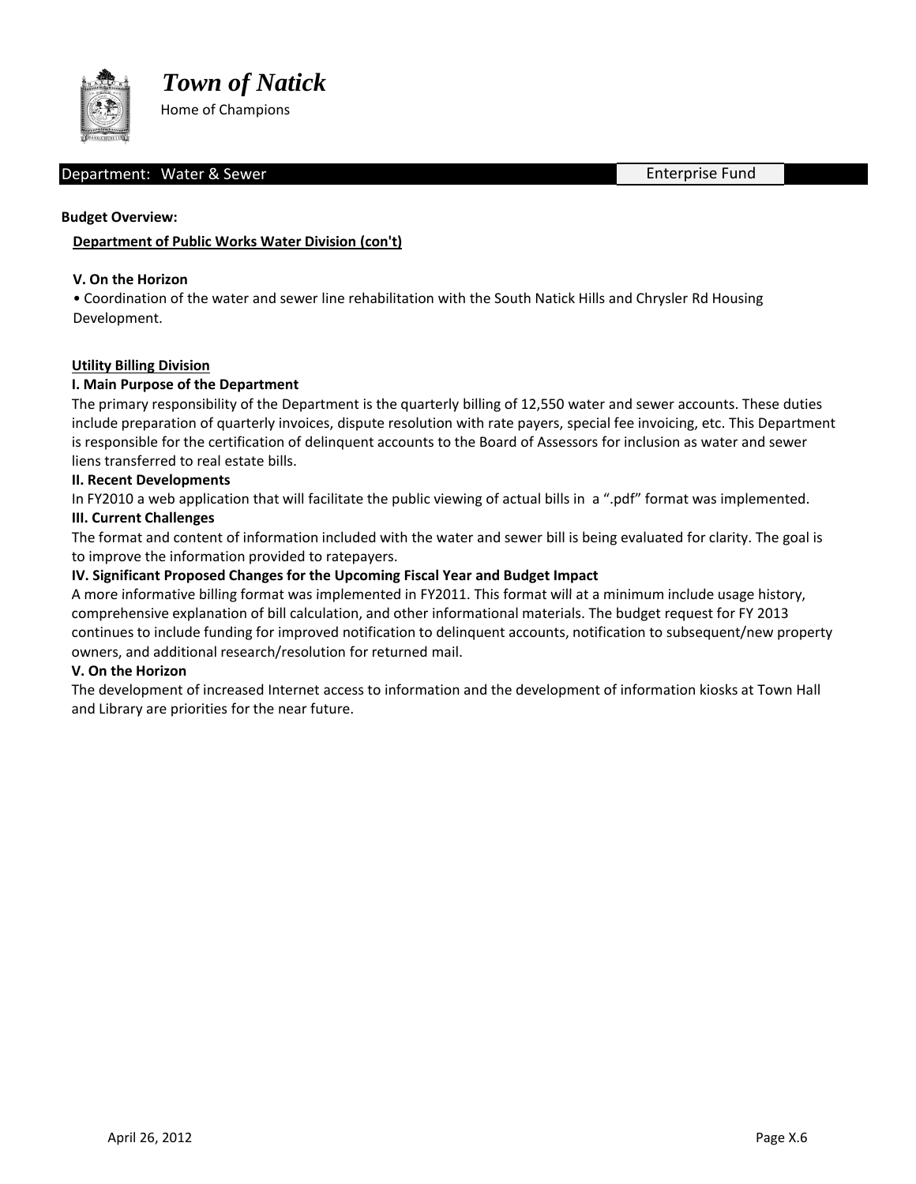# Town of Natick

Home of Champions

**Department: Water & Sewer** | Enterprise Fund

**Budget Overview:**

**Department of Public Works Water Division (con't)**

**V. On the Horizon**

- Coordination of the water and sewer line rehabilitation with the South Natick Hills and Chrysler Rd Housing Development.

**Utility Billing Division**

**I. Main Purpose of the Department**

The primary responsibility of the Department is the quarterly billing of 12,550 water and sewer accounts. These duties include preparation of quarterly invoices, dispute resolution with rate payers, special fee invoicing, etc. This Department is responsible for the certification of delinquent accounts to the Board of Assessors for inclusion as water and sewer liens transferred to real estate bills.

**II. Recent Developments**

In FY2010 a web application that will facilitate the public viewing of actual bills in a ".pdf" format was implemented.

**III. Current Challenges**

The format and content of information included with the water and sewer bill is being evaluated for clarity. The goal is to improve the information provided to ratepayers.

**IV. Significant Proposed Changes for the Upcoming Fiscal Year and Budget Impact**

A more informative billing format was implemented in FY2011. This format will at a minimum include usage history, comprehensive explanation of bill calculation, and other informational materials. The budget request for FY 2013 continues to include funding for improved notification to delinquent accounts, notification to subsequent/new property owners, and additional research/resolution for returned mail.

**V. On the Horizon**

The development of increased Internet access to information and the development of information kiosks at Town Hall and Library are priorities for the near future.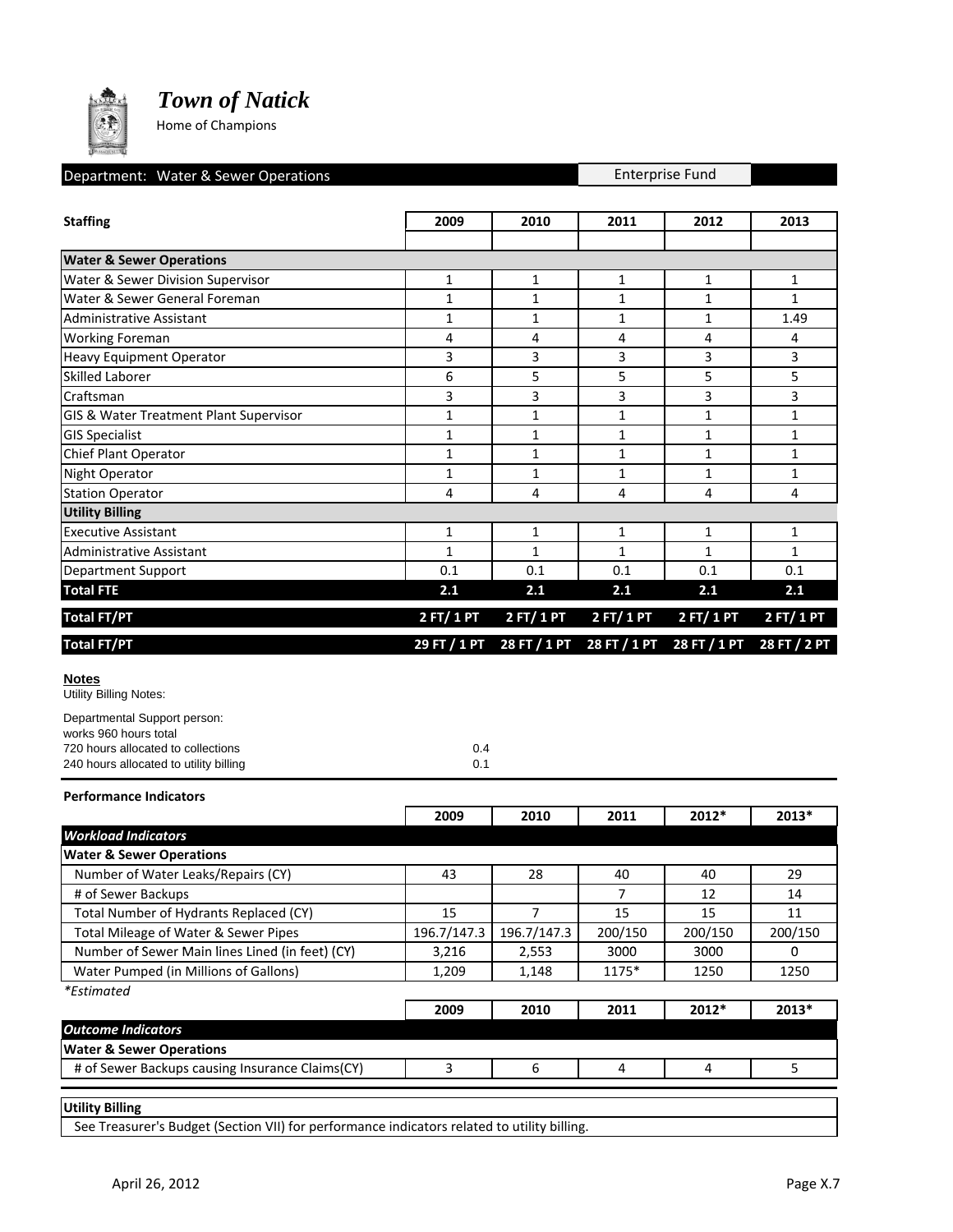# *Town of Natick*

Home of Champions

Department: Water & Sewer Operations | Enterprise Fund

| Staffing | 2009 | 2010 | 2011 | 2012 | 2013 |
|---|---|---|---|---|---|
| | | | | | |
| **Water & Sewer Operations** | | | | | |
| Water & Sewer Division Supervisor | 1 | 1 | 1 | 1 | 1 |
| Water & Sewer General Foreman | 1 | 1 | 1 | 1 | 1 |
| Administrative Assistant | 1 | 1 | 1 | 1 | 1.49 |
| Working Foreman | 4 | 4 | 4 | 4 | 4 |
| Heavy Equipment Operator | 3 | 3 | 3 | 3 | 3 |
| Skilled Laborer | 6 | 5 | 5 | 5 | 5 |
| Craftsman | 3 | 3 | 3 | 3 | 3 |
| GIS & Water Treatment Plant Supervisor | 1 | 1 | 1 | 1 | 1 |
| GIS Specialist | 1 | 1 | 1 | 1 | 1 |
| Chief Plant Operator | 1 | 1 | 1 | 1 | 1 |
| Night Operator | 1 | 1 | 1 | 1 | 1 |
| Station Operator | 4 | 4 | 4 | 4 | 4 |
| **Utility Billing** | | | | | |
| Executive Assistant | 1 | 1 | 1 | 1 | 1 |
| Administrative Assistant | 1 | 1 | 1 | 1 | 1 |
| Department Support | 0.1 | 0.1 | 0.1 | 0.1 | 0.1 |
| **Total FTE** | **2.1** | **2.1** | **2.1** | **2.1** | **2.1** |
| **Total FT/PT** | **2 FT/ 1 PT** | **2 FT/ 1 PT** | **2 FT/ 1 PT** | **2 FT/ 1 PT** | **2 FT/ 1 PT** |
| **Total FT/PT** | **29 FT / 1 PT** | **28 FT / 1 PT** | **28 FT / 1 PT** | **28 FT / 1 PT** | **28 FT / 2 PT** |

**Notes**

Utility Billing Notes:

Departmental Support person:
works 960 hours total
720 hours allocated to collections 0.4
240 hours allocated to utility billing 0.1

**Performance Indicators**

| | 2009 | 2010 | 2011 | 2012* | 2013* |
|---|---|---|---|---|---|
| ***Workload Indicators*** | | | | | |
| **Water & Sewer Operations** | | | | | |
| Number of Water Leaks/Repairs (CY) | 43 | 28 | 40 | 40 | 29 |
| # of Sewer Backups | | | 7 | 12 | 14 |
| Total Number of Hydrants Replaced (CY) | 15 | 7 | 15 | 15 | 11 |
| Total Mileage of Water & Sewer Pipes | 196.7/147.3 | 196.7/147.3 | 200/150 | 200/150 | 200/150 |
| Number of Sewer Main lines Lined (in feet) (CY) | 3,216 | 2,553 | 3000 | 3000 | 0 |
| Water Pumped (in Millions of Gallons) | 1,209 | 1,148 | 1175* | 1250 | 1250 |

*\*Estimated*

| | 2009 | 2010 | 2011 | 2012* | 2013* |
|---|---|---|---|---|---|
| ***Outcome Indicators*** | | | | | |
| **Water & Sewer Operations** | | | | | |
| # of Sewer Backups causing Insurance Claims(CY) | 3 | 6 | 4 | 4 | 5 |

**Utility Billing**

See Treasurer's Budget (Section VII) for performance indicators related to utility billing.

April 26, 2012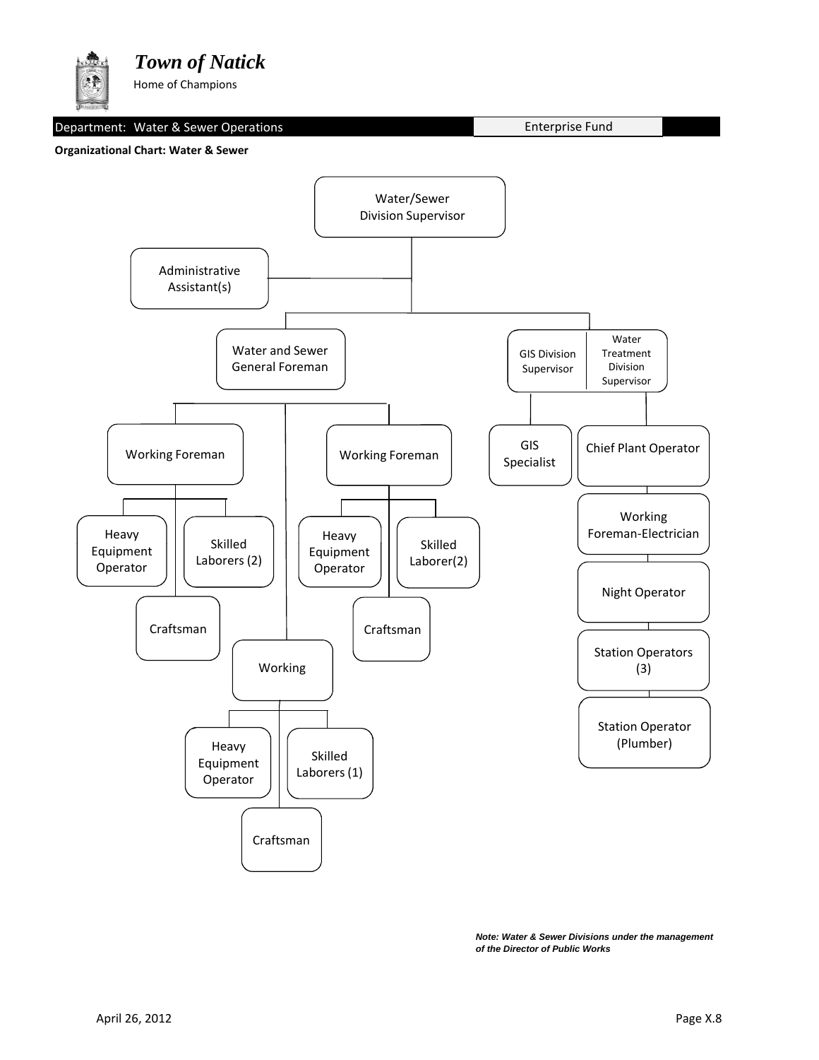# Town of Natick

Home of Champions

Department: Water & Sewer Operations | Enterprise Fund

**Organizational Chart: Water & Sewer**

- Water/Sewer Division Supervisor
  - Administrative Assistant(s)
  - Water and Sewer General Foreman
    - Working Foreman
      - Heavy Equipment Operator
      - Skilled Laborers (2)
      - Craftsman
    - Working Foreman
      - Heavy Equipment Operator
      - Skilled Laborer(2)
      - Craftsman
    - Working
      - Heavy Equipment Operator
      - Skilled Laborers (1)
      - Craftsman
  - GIS Division Supervisor
    - GIS Specialist
  - Water Treatment Division Supervisor
    - Chief Plant Operator
    - Working Foreman-Electrician
    - Night Operator
    - Station Operators (3)
    - Station Operator (Plumber)

***Note: Water & Sewer Divisions under the management of the Director of Public Works***

April 26, 2012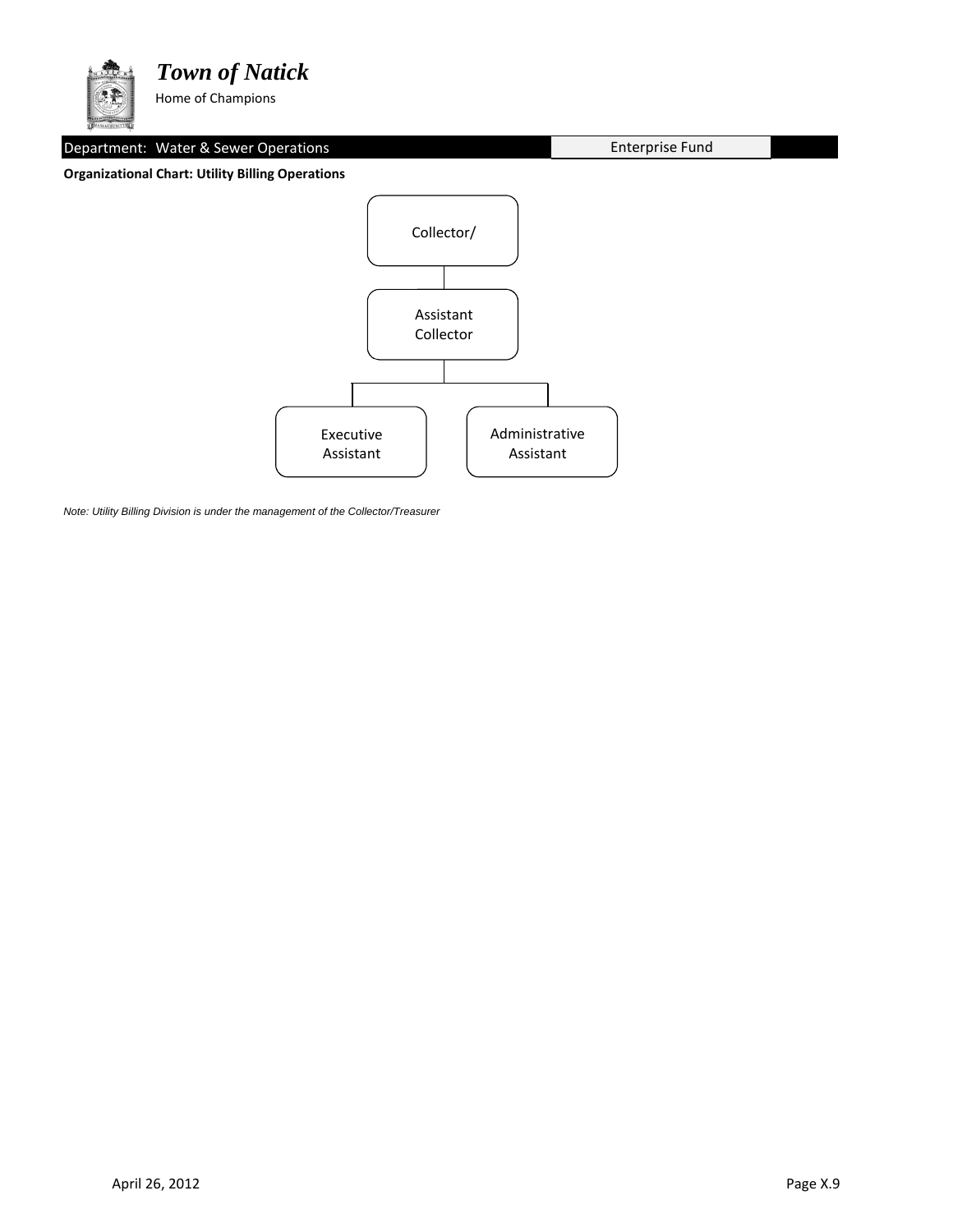# *Town of Natick*

Home of Champions

Department: Water & Sewer Operations | Enterprise Fund

**Organizational Chart: Utility Billing Operations**

- Collector/
  - Assistant Collector
    - Executive Assistant
    - Administrative Assistant

*Note: Utility Billing Division is under the management of the Collector/Treasurer*

April 26, 2012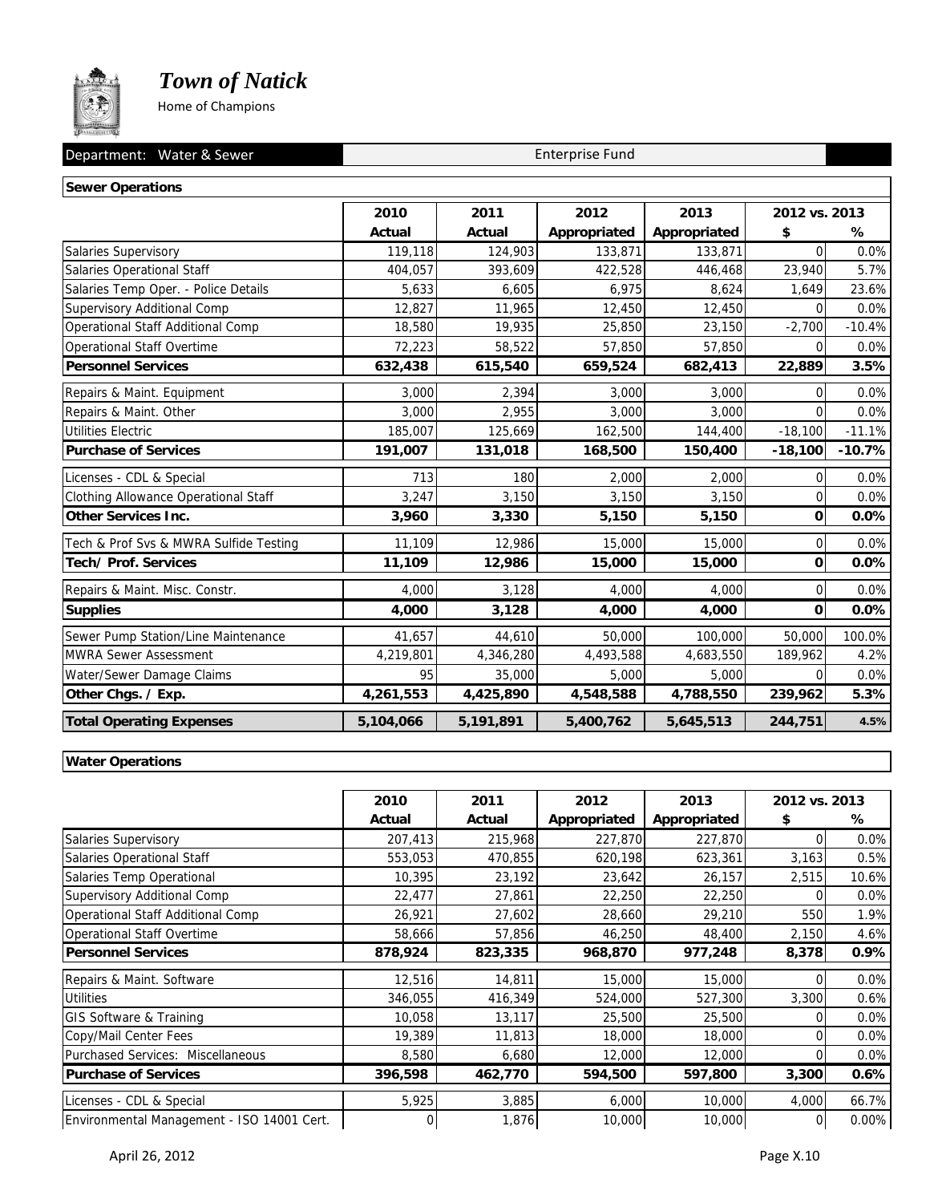# *Town of Natick*

Home of Champions

Department: Water & Sewer — Enterprise Fund

**Sewer Operations**

| | 2010 Actual | 2011 Actual | 2012 Appropriated | 2013 Appropriated | 2012 vs. 2013 $ | 2012 vs. 2013 % |
|---|---|---|---|---|---|---|
| Salaries Supervisory | 119,118 | 124,903 | 133,871 | 133,871 | 0 | 0.0% |
| Salaries Operational Staff | 404,057 | 393,609 | 422,528 | 446,468 | 23,940 | 5.7% |
| Salaries Temp Oper. - Police Details | 5,633 | 6,605 | 6,975 | 8,624 | 1,649 | 23.6% |
| Supervisory Additional Comp | 12,827 | 11,965 | 12,450 | 12,450 | 0 | 0.0% |
| Operational Staff Additional Comp | 18,580 | 19,935 | 25,850 | 23,150 | -2,700 | -10.4% |
| Operational Staff Overtime | 72,223 | 58,522 | 57,850 | 57,850 | 0 | 0.0% |
| **Personnel Services** | **632,438** | **615,540** | **659,524** | **682,413** | **22,889** | **3.5%** |
| Repairs & Maint. Equipment | 3,000 | 2,394 | 3,000 | 3,000 | 0 | 0.0% |
| Repairs & Maint. Other | 3,000 | 2,955 | 3,000 | 3,000 | 0 | 0.0% |
| Utilities Electric | 185,007 | 125,669 | 162,500 | 144,400 | -18,100 | -11.1% |
| **Purchase of Services** | **191,007** | **131,018** | **168,500** | **150,400** | **-18,100** | **-10.7%** |
| Licenses - CDL & Special | 713 | 180 | 2,000 | 2,000 | 0 | 0.0% |
| Clothing Allowance Operational Staff | 3,247 | 3,150 | 3,150 | 3,150 | 0 | 0.0% |
| **Other Services Inc.** | **3,960** | **3,330** | **5,150** | **5,150** | **0** | **0.0%** |
| Tech & Prof Svs & MWRA Sulfide Testing | 11,109 | 12,986 | 15,000 | 15,000 | 0 | 0.0% |
| **Tech/ Prof. Services** | **11,109** | **12,986** | **15,000** | **15,000** | **0** | **0.0%** |
| Repairs & Maint. Misc. Constr. | 4,000 | 3,128 | 4,000 | 4,000 | 0 | 0.0% |
| **Supplies** | **4,000** | **3,128** | **4,000** | **4,000** | **0** | **0.0%** |
| Sewer Pump Station/Line Maintenance | 41,657 | 44,610 | 50,000 | 100,000 | 50,000 | 100.0% |
| MWRA Sewer Assessment | 4,219,801 | 4,346,280 | 4,493,588 | 4,683,550 | 189,962 | 4.2% |
| Water/Sewer Damage Claims | 95 | 35,000 | 5,000 | 5,000 | 0 | 0.0% |
| **Other Chgs. / Exp.** | **4,261,553** | **4,425,890** | **4,548,588** | **4,788,550** | **239,962** | **5.3%** |
| **Total Operating Expenses** | **5,104,066** | **5,191,891** | **5,400,762** | **5,645,513** | **244,751** | **4.5%** |

**Water Operations**

| | 2010 Actual | 2011 Actual | 2012 Appropriated | 2013 Appropriated | 2012 vs. 2013 $ | 2012 vs. 2013 % |
|---|---|---|---|---|---|---|
| Salaries Supervisory | 207,413 | 215,968 | 227,870 | 227,870 | 0 | 0.0% |
| Salaries Operational Staff | 553,053 | 470,855 | 620,198 | 623,361 | 3,163 | 0.5% |
| Salaries Temp Operational | 10,395 | 23,192 | 23,642 | 26,157 | 2,515 | 10.6% |
| Supervisory Additional Comp | 22,477 | 27,861 | 22,250 | 22,250 | 0 | 0.0% |
| Operational Staff Additional Comp | 26,921 | 27,602 | 28,660 | 29,210 | 550 | 1.9% |
| Operational Staff Overtime | 58,666 | 57,856 | 46,250 | 48,400 | 2,150 | 4.6% |
| **Personnel Services** | **878,924** | **823,335** | **968,870** | **977,248** | **8,378** | **0.9%** |
| Repairs & Maint. Software | 12,516 | 14,811 | 15,000 | 15,000 | 0 | 0.0% |
| Utilities | 346,055 | 416,349 | 524,000 | 527,300 | 3,300 | 0.6% |
| GIS Software & Training | 10,058 | 13,117 | 25,500 | 25,500 | 0 | 0.0% |
| Copy/Mail Center Fees | 19,389 | 11,813 | 18,000 | 18,000 | 0 | 0.0% |
| Purchased Services: Miscellaneous | 8,580 | 6,680 | 12,000 | 12,000 | 0 | 0.0% |
| **Purchase of Services** | **396,598** | **462,770** | **594,500** | **597,800** | **3,300** | **0.6%** |
| Licenses - CDL & Special | 5,925 | 3,885 | 6,000 | 10,000 | 4,000 | 66.7% |
| Environmental Management - ISO 14001 Cert. | 0 | 1,876 | 10,000 | 10,000 | 0 | 0.00% |

April 26, 2012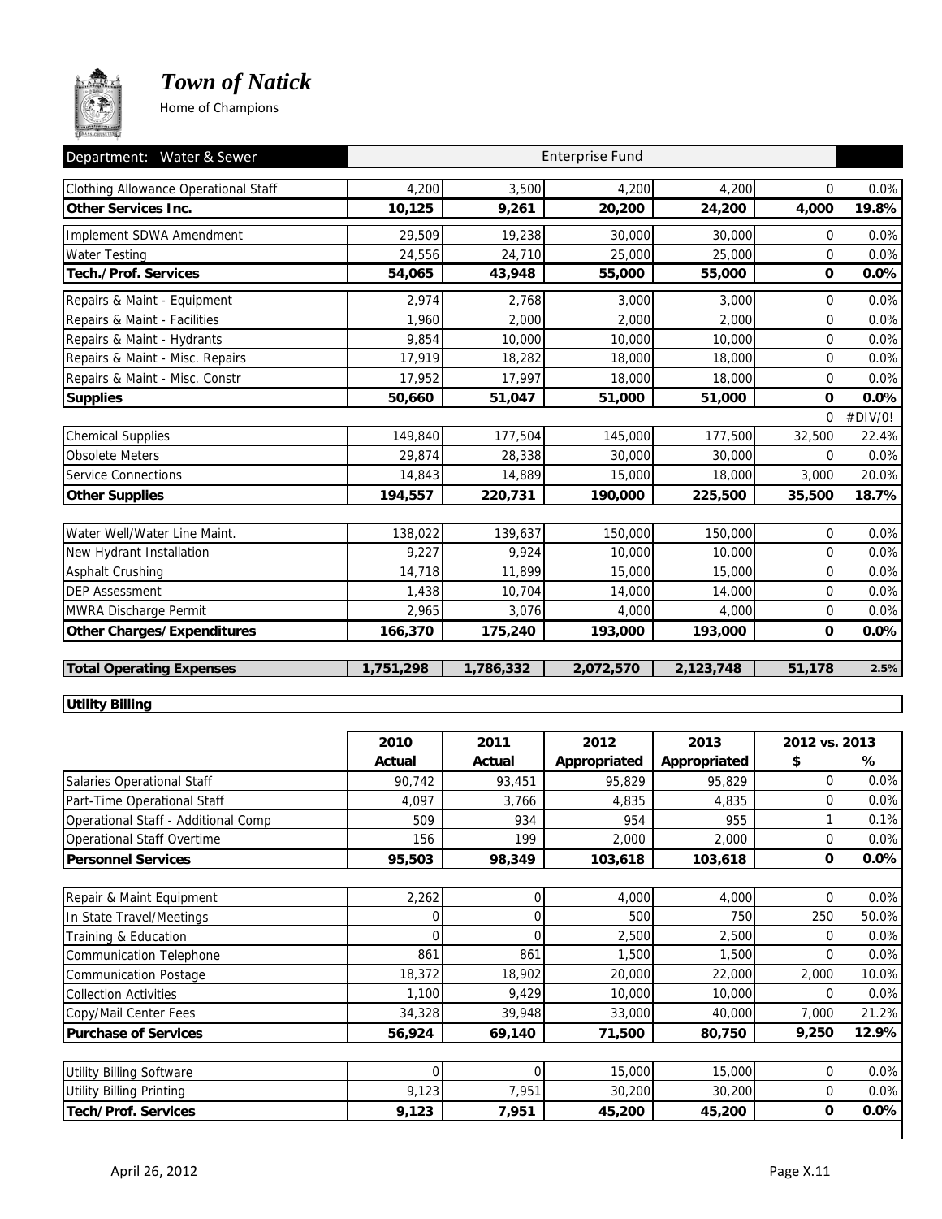# *Town of Natick*

Home of Champions

| Department: Water & Sewer | Enterprise Fund | | | | | |
|---|---|---|---|---|---|---|
| Clothing Allowance Operational Staff | 4,200 | 3,500 | 4,200 | 4,200 | 0 | 0.0% |
| **Other Services Inc.** | **10,125** | **9,261** | **20,200** | **24,200** | **4,000** | **19.8%** |
| Implement SDWA Amendment | 29,509 | 19,238 | 30,000 | 30,000 | 0 | 0.0% |
| Water Testing | 24,556 | 24,710 | 25,000 | 25,000 | 0 | 0.0% |
| **Tech./Prof. Services** | **54,065** | **43,948** | **55,000** | **55,000** | **0** | **0.0%** |
| Repairs & Maint - Equipment | 2,974 | 2,768 | 3,000 | 3,000 | 0 | 0.0% |
| Repairs & Maint - Facilities | 1,960 | 2,000 | 2,000 | 2,000 | 0 | 0.0% |
| Repairs & Maint - Hydrants | 9,854 | 10,000 | 10,000 | 10,000 | 0 | 0.0% |
| Repairs & Maint - Misc. Repairs | 17,919 | 18,282 | 18,000 | 18,000 | 0 | 0.0% |
| Repairs & Maint - Misc. Constr | 17,952 | 17,997 | 18,000 | 18,000 | 0 | 0.0% |
| **Supplies** | **50,660** | **51,047** | **51,000** | **51,000** | **0** | **0.0%** |
| | | | | | 0 | #DIV/0! |
| Chemical Supplies | 149,840 | 177,504 | 145,000 | 177,500 | 32,500 | 22.4% |
| Obsolete Meters | 29,874 | 28,338 | 30,000 | 30,000 | 0 | 0.0% |
| Service Connections | 14,843 | 14,889 | 15,000 | 18,000 | 3,000 | 20.0% |
| **Other Supplies** | **194,557** | **220,731** | **190,000** | **225,500** | **35,500** | **18.7%** |
| Water Well/Water Line Maint. | 138,022 | 139,637 | 150,000 | 150,000 | 0 | 0.0% |
| New Hydrant Installation | 9,227 | 9,924 | 10,000 | 10,000 | 0 | 0.0% |
| Asphalt Crushing | 14,718 | 11,899 | 15,000 | 15,000 | 0 | 0.0% |
| DEP Assessment | 1,438 | 10,704 | 14,000 | 14,000 | 0 | 0.0% |
| MWRA Discharge Permit | 2,965 | 3,076 | 4,000 | 4,000 | 0 | 0.0% |
| **Other Charges/Expenditures** | **166,370** | **175,240** | **193,000** | **193,000** | **0** | **0.0%** |
| **Total Operating Expenses** | **1,751,298** | **1,786,332** | **2,072,570** | **2,123,748** | **51,178** | **2.5%** |

**Utility Billing**

| | 2010 Actual | 2011 Actual | 2012 Appropriated | 2013 Appropriated | 2012 vs. 2013 $ | % |
|---|---|---|---|---|---|---|
| Salaries Operational Staff | 90,742 | 93,451 | 95,829 | 95,829 | 0 | 0.0% |
| Part-Time Operational Staff | 4,097 | 3,766 | 4,835 | 4,835 | 0 | 0.0% |
| Operational Staff - Additional Comp | 509 | 934 | 954 | 955 | 1 | 0.1% |
| Operational Staff Overtime | 156 | 199 | 2,000 | 2,000 | 0 | 0.0% |
| **Personnel Services** | **95,503** | **98,349** | **103,618** | **103,618** | **0** | **0.0%** |
| Repair & Maint Equipment | 2,262 | 0 | 4,000 | 4,000 | 0 | 0.0% |
| In State Travel/Meetings | 0 | 0 | 500 | 750 | 250 | 50.0% |
| Training & Education | 0 | 0 | 2,500 | 2,500 | 0 | 0.0% |
| Communication Telephone | 861 | 861 | 1,500 | 1,500 | 0 | 0.0% |
| Communication Postage | 18,372 | 18,902 | 20,000 | 22,000 | 2,000 | 10.0% |
| Collection Activities | 1,100 | 9,429 | 10,000 | 10,000 | 0 | 0.0% |
| Copy/Mail Center Fees | 34,328 | 39,948 | 33,000 | 40,000 | 7,000 | 21.2% |
| **Purchase of Services** | **56,924** | **69,140** | **71,500** | **80,750** | **9,250** | **12.9%** |
| Utility Billing Software | 0 | 0 | 15,000 | 15,000 | 0 | 0.0% |
| Utility Billing Printing | 9,123 | 7,951 | 30,200 | 30,200 | 0 | 0.0% |
| **Tech/Prof. Services** | **9,123** | **7,951** | **45,200** | **45,200** | **0** | **0.0%** |

April 26, 2012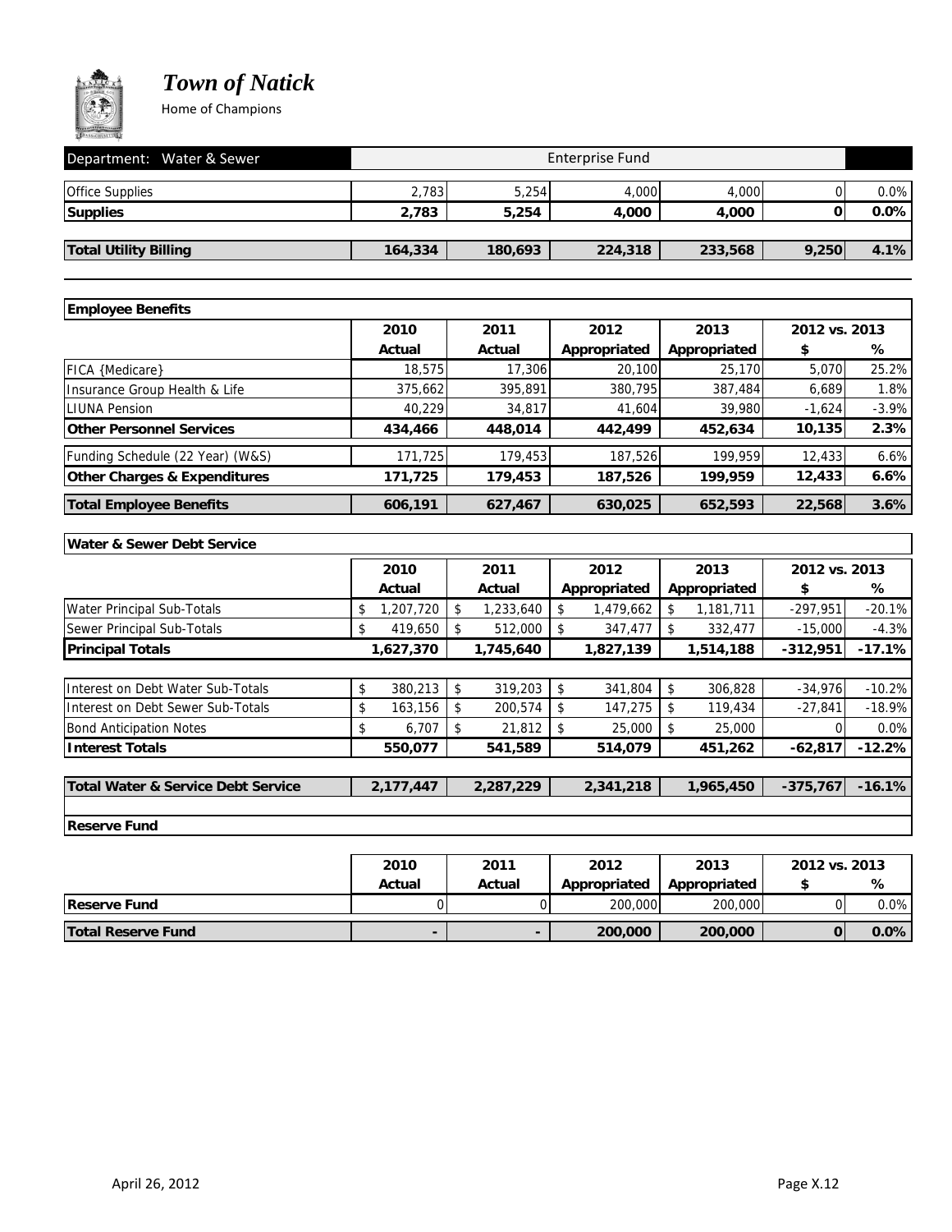# *Town of Natick*

Home of Champions

| Department: Water & Sewer | Enterprise Fund | | | | | |
|---|---|---|---|---|---|---|
| Office Supplies | 2,783 | 5,254 | 4,000 | 4,000 | 0 | 0.0% |
| **Supplies** | **2,783** | **5,254** | **4,000** | **4,000** | **0** | **0.0%** |
| **Total Utility Billing** | **164,334** | **180,693** | **224,318** | **233,568** | **9,250** | **4.1%** |

| **Employee Benefits** | | | | | | |
|---|---|---|---|---|---|---|
| | **2010** | **2011** | **2012** | **2013** | **2012 vs. 2013** | |
| | **Actual** | **Actual** | **Appropriated** | **Appropriated** | **$** | **%** |
| FICA {Medicare} | 18,575 | 17,306 | 20,100 | 25,170 | 5,070 | 25.2% |
| Insurance Group Health & Life | 375,662 | 395,891 | 380,795 | 387,484 | 6,689 | 1.8% |
| LIUNA Pension | 40,229 | 34,817 | 41,604 | 39,980 | -1,624 | -3.9% |
| **Other Personnel Services** | **434,466** | **448,014** | **442,499** | **452,634** | **10,135** | **2.3%** |
| Funding Schedule (22 Year) (W&S) | 171,725 | 179,453 | 187,526 | 199,959 | 12,433 | 6.6% |
| **Other Charges & Expenditures** | **171,725** | **179,453** | **187,526** | **199,959** | **12,433** | **6.6%** |
| **Total Employee Benefits** | **606,191** | **627,467** | **630,025** | **652,593** | **22,568** | **3.6%** |

| **Water & Sewer Debt Service** | | | | | | |
|---|---|---|---|---|---|---|
| | **2010** | **2011** | **2012** | **2013** | **2012 vs. 2013** | |
| | **Actual** | **Actual** | **Appropriated** | **Appropriated** | **$** | **%** |
| Water Principal Sub-Totals | $ 1,207,720 | $ 1,233,640 | $ 1,479,662 | $ 1,181,711 | -297,951 | -20.1% |
| Sewer Principal Sub-Totals | $ 419,650 | $ 512,000 | $ 347,477 | $ 332,477 | -15,000 | -4.3% |
| **Principal Totals** | **1,627,370** | **1,745,640** | **1,827,139** | **1,514,188** | **-312,951** | **-17.1%** |
| Interest on Debt Water Sub-Totals | $ 380,213 | $ 319,203 | $ 341,804 | $ 306,828 | -34,976 | -10.2% |
| Interest on Debt Sewer Sub-Totals | $ 163,156 | $ 200,574 | $ 147,275 | $ 119,434 | -27,841 | -18.9% |
| Bond Anticipation Notes | $ 6,707 | $ 21,812 | $ 25,000 | $ 25,000 | 0 | 0.0% |
| **Interest Totals** | **550,077** | **541,589** | **514,079** | **451,262** | **-62,817** | **-12.2%** |
| **Total Water & Service Debt Service** | **2,177,447** | **2,287,229** | **2,341,218** | **1,965,450** | **-375,767** | **-16.1%** |

| **Reserve Fund** | | | | | | |
|---|---|---|---|---|---|---|
| | **2010** | **2011** | **2012** | **2013** | **2012 vs. 2013** | |
| | **Actual** | **Actual** | **Appropriated** | **Appropriated** | **$** | **%** |
| **Reserve Fund** | 0 | 0 | 200,000 | 200,000 | 0 | 0.0% |
| **Total Reserve Fund** | **-** | **-** | **200,000** | **200,000** | **0** | **0.0%** |

April 26, 2012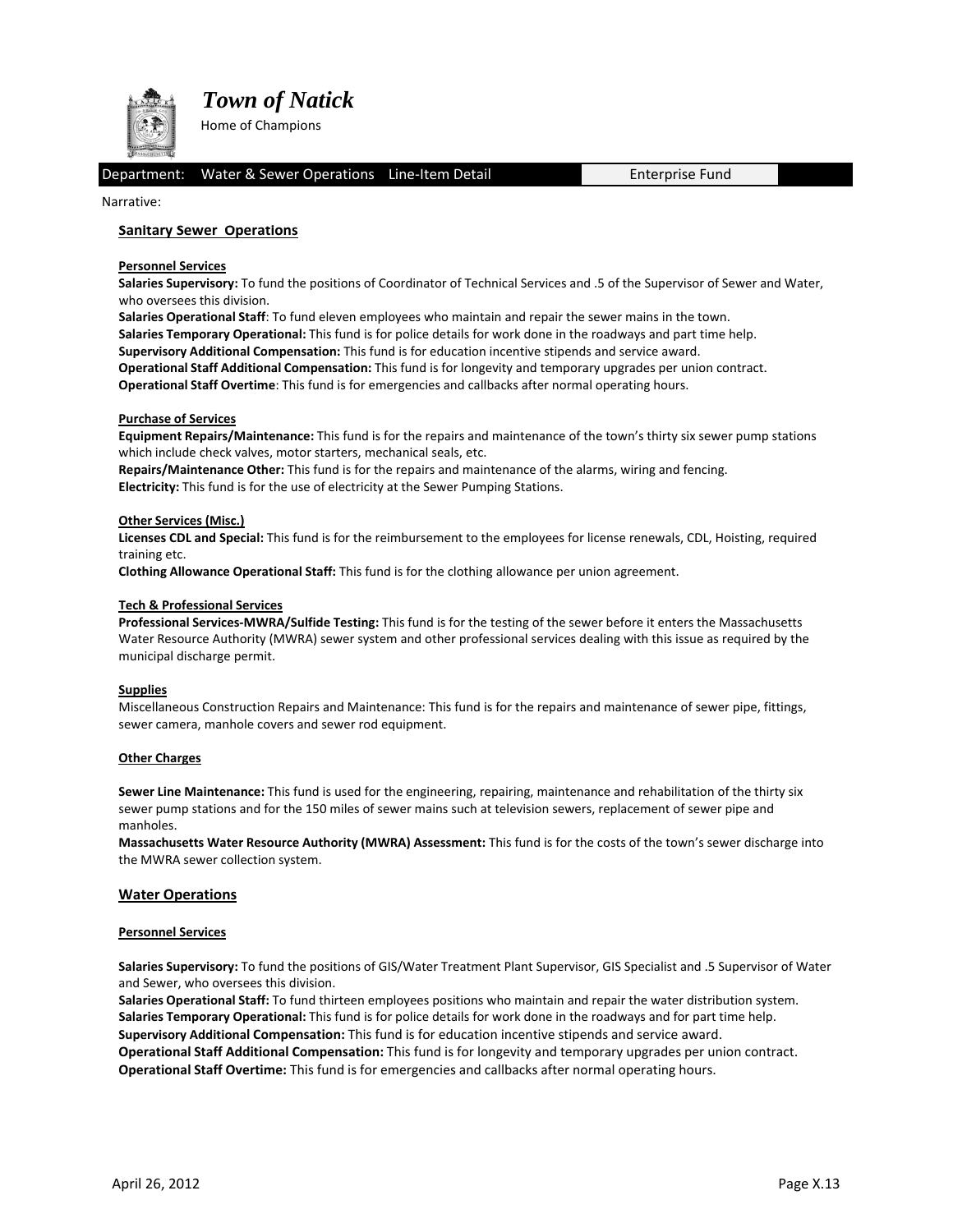Department: Water & Sewer Operations Line-Item Detail | Enterprise Fund

Narrative:

## Sanitary Sewer Operations

### Personnel Services

**Salaries Supervisory:** To fund the positions of Coordinator of Technical Services and .5 of the Supervisor of Sewer and Water, who oversees this division.
**Salaries Operational Staff**: To fund eleven employees who maintain and repair the sewer mains in the town.
**Salaries Temporary Operational:** This fund is for police details for work done in the roadways and part time help.
**Supervisory Additional Compensation:** This fund is for education incentive stipends and service award.
**Operational Staff Additional Compensation:** This fund is for longevity and temporary upgrades per union contract.
**Operational Staff Overtime**: This fund is for emergencies and callbacks after normal operating hours.

### Purchase of Services

**Equipment Repairs/Maintenance:** This fund is for the repairs and maintenance of the town's thirty six sewer pump stations which include check valves, motor starters, mechanical seals, etc.
**Repairs/Maintenance Other:** This fund is for the repairs and maintenance of the alarms, wiring and fencing.
**Electricity:** This fund is for the use of electricity at the Sewer Pumping Stations.

### Other Services (Misc.)

**Licenses CDL and Special:** This fund is for the reimbursement to the employees for license renewals, CDL, Hoisting, required training etc.
**Clothing Allowance Operational Staff:** This fund is for the clothing allowance per union agreement.

### Tech & Professional Services

**Professional Services-MWRA/Sulfide Testing:** This fund is for the testing of the sewer before it enters the Massachusetts Water Resource Authority (MWRA) sewer system and other professional services dealing with this issue as required by the municipal discharge permit.

### Supplies

Miscellaneous Construction Repairs and Maintenance: This fund is for the repairs and maintenance of sewer pipe, fittings, sewer camera, manhole covers and sewer rod equipment.

### Other Charges

**Sewer Line Maintenance:** This fund is used for the engineering, repairing, maintenance and rehabilitation of the thirty six sewer pump stations and for the 150 miles of sewer mains such at television sewers, replacement of sewer pipe and manholes.
**Massachusetts Water Resource Authority (MWRA) Assessment:** This fund is for the costs of the town's sewer discharge into the MWRA sewer collection system.

## Water Operations

### Personnel Services

**Salaries Supervisory:** To fund the positions of GIS/Water Treatment Plant Supervisor, GIS Specialist and .5 Supervisor of Water and Sewer, who oversees this division.
**Salaries Operational Staff:** To fund thirteen employees positions who maintain and repair the water distribution system.
**Salaries Temporary Operational:** This fund is for police details for work done in the roadways and for part time help.
**Supervisory Additional Compensation:** This fund is for education incentive stipends and service award.
**Operational Staff Additional Compensation:** This fund is for longevity and temporary upgrades per union contract.
**Operational Staff Overtime:** This fund is for emergencies and callbacks after normal operating hours.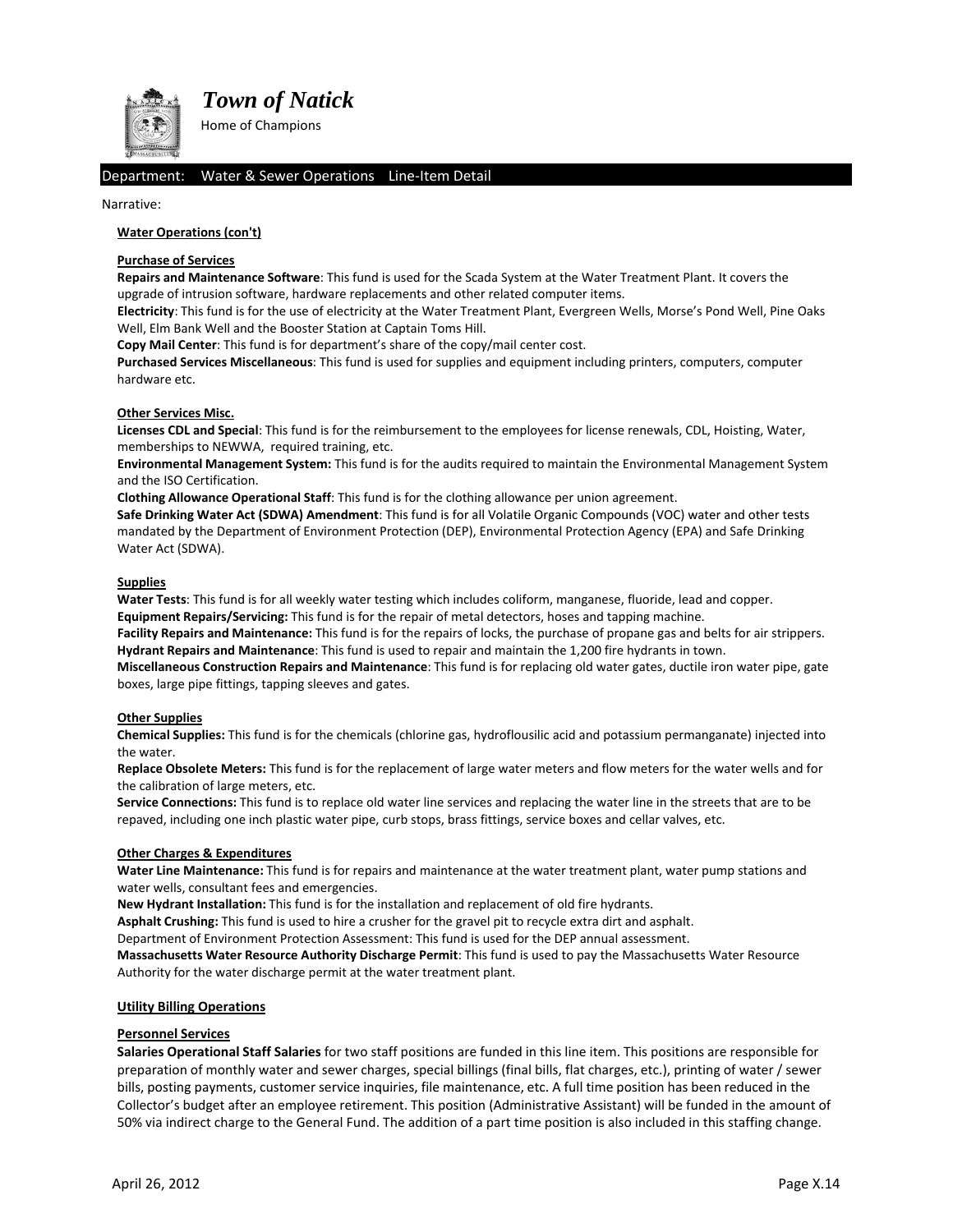# *Town of Natick*

Home of Champions

Department: Water & Sewer Operations Line-Item Detail

Narrative:

**Water Operations (con't)**

**Purchase of Services**

**Repairs and Maintenance Software**: This fund is used for the Scada System at the Water Treatment Plant. It covers the upgrade of intrusion software, hardware replacements and other related computer items.
**Electricity**: This fund is for the use of electricity at the Water Treatment Plant, Evergreen Wells, Morse's Pond Well, Pine Oaks Well, Elm Bank Well and the Booster Station at Captain Toms Hill.
**Copy Mail Center**: This fund is for department's share of the copy/mail center cost.
**Purchased Services Miscellaneous**: This fund is used for supplies and equipment including printers, computers, computer hardware etc.

**Other Services Misc.**

**Licenses CDL and Special**: This fund is for the reimbursement to the employees for license renewals, CDL, Hoisting, Water, memberships to NEWWA, required training, etc.
**Environmental Management System:** This fund is for the audits required to maintain the Environmental Management System and the ISO Certification.
**Clothing Allowance Operational Staff**: This fund is for the clothing allowance per union agreement.
**Safe Drinking Water Act (SDWA) Amendment**: This fund is for all Volatile Organic Compounds (VOC) water and other tests mandated by the Department of Environment Protection (DEP), Environmental Protection Agency (EPA) and Safe Drinking Water Act (SDWA).

**Supplies**

**Water Tests**: This fund is for all weekly water testing which includes coliform, manganese, fluoride, lead and copper.
**Equipment Repairs/Servicing:** This fund is for the repair of metal detectors, hoses and tapping machine.
**Facility Repairs and Maintenance:** This fund is for the repairs of locks, the purchase of propane gas and belts for air strippers.
**Hydrant Repairs and Maintenance**: This fund is used to repair and maintain the 1,200 fire hydrants in town.
**Miscellaneous Construction Repairs and Maintenance**: This fund is for replacing old water gates, ductile iron water pipe, gate boxes, large pipe fittings, tapping sleeves and gates.

**Other Supplies**

**Chemical Supplies:** This fund is for the chemicals (chlorine gas, hydroflousilic acid and potassium permanganate) injected into the water.
**Replace Obsolete Meters:** This fund is for the replacement of large water meters and flow meters for the water wells and for the calibration of large meters, etc.
**Service Connections:** This fund is to replace old water line services and replacing the water line in the streets that are to be repaved, including one inch plastic water pipe, curb stops, brass fittings, service boxes and cellar valves, etc.

**Other Charges & Expenditures**

**Water Line Maintenance:** This fund is for repairs and maintenance at the water treatment plant, water pump stations and water wells, consultant fees and emergencies.
**New Hydrant Installation:** This fund is for the installation and replacement of old fire hydrants.
**Asphalt Crushing:** This fund is used to hire a crusher for the gravel pit to recycle extra dirt and asphalt.
Department of Environment Protection Assessment: This fund is used for the DEP annual assessment.
**Massachusetts Water Resource Authority Discharge Permit**: This fund is used to pay the Massachusetts Water Resource Authority for the water discharge permit at the water treatment plant.

**Utility Billing Operations**

**Personnel Services**

**Salaries Operational Staff Salaries** for two staff positions are funded in this line item. This positions are responsible for preparation of monthly water and sewer charges, special billings (final bills, flat charges, etc.), printing of water / sewer bills, posting payments, customer service inquiries, file maintenance, etc. A full time position has been reduced in the Collector's budget after an employee retirement. This position (Administrative Assistant) will be funded in the amount of 50% via indirect charge to the General Fund. The addition of a part time position is also included in this staffing change.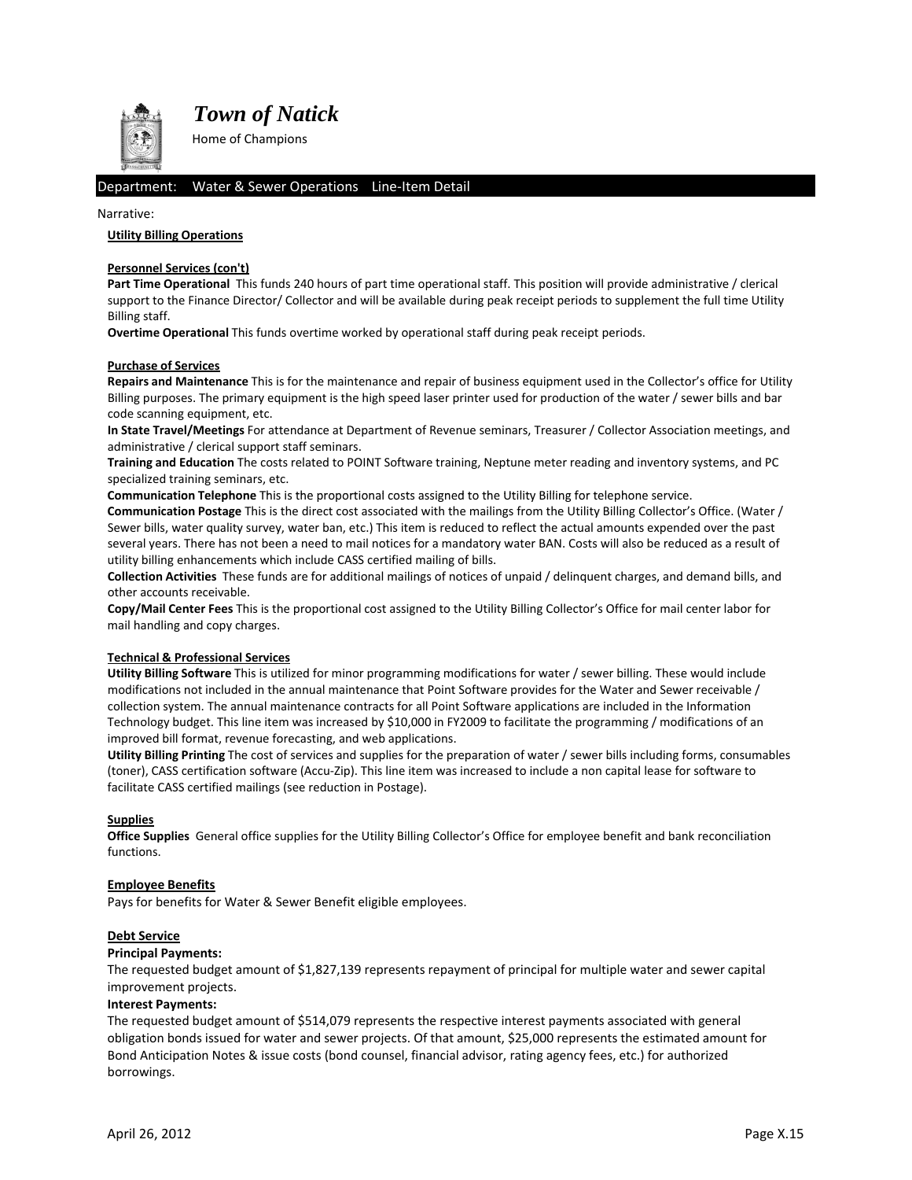# Town of Natick

Home of Champions

Department: Water & Sewer Operations Line-Item Detail

Narrative:

**Utility Billing Operations**

**Personnel Services (con't)**

**Part Time Operational** This funds 240 hours of part time operational staff. This position will provide administrative / clerical support to the Finance Director/ Collector and will be available during peak receipt periods to supplement the full time Utility Billing staff.

**Overtime Operational** This funds overtime worked by operational staff during peak receipt periods.

**Purchase of Services**

**Repairs and Maintenance** This is for the maintenance and repair of business equipment used in the Collector's office for Utility Billing purposes. The primary equipment is the high speed laser printer used for production of the water / sewer bills and bar code scanning equipment, etc.

**In State Travel/Meetings** For attendance at Department of Revenue seminars, Treasurer / Collector Association meetings, and administrative / clerical support staff seminars.

**Training and Education** The costs related to POINT Software training, Neptune meter reading and inventory systems, and PC specialized training seminars, etc.

**Communication Telephone** This is the proportional costs assigned to the Utility Billing for telephone service.

**Communication Postage** This is the direct cost associated with the mailings from the Utility Billing Collector's Office. (Water / Sewer bills, water quality survey, water ban, etc.) This item is reduced to reflect the actual amounts expended over the past several years. There has not been a need to mail notices for a mandatory water BAN. Costs will also be reduced as a result of utility billing enhancements which include CASS certified mailing of bills.

**Collection Activities** These funds are for additional mailings of notices of unpaid / delinquent charges, and demand bills, and other accounts receivable.

**Copy/Mail Center Fees** This is the proportional cost assigned to the Utility Billing Collector's Office for mail center labor for mail handling and copy charges.

**Technical & Professional Services**

**Utility Billing Software** This is utilized for minor programming modifications for water / sewer billing. These would include modifications not included in the annual maintenance that Point Software provides for the Water and Sewer receivable / collection system. The annual maintenance contracts for all Point Software applications are included in the Information Technology budget. This line item was increased by $10,000 in FY2009 to facilitate the programming / modifications of an improved bill format, revenue forecasting, and web applications.

**Utility Billing Printing** The cost of services and supplies for the preparation of water / sewer bills including forms, consumables (toner), CASS certification software (Accu-Zip). This line item was increased to include a non capital lease for software to facilitate CASS certified mailings (see reduction in Postage).

**Supplies**

**Office Supplies** General office supplies for the Utility Billing Collector's Office for employee benefit and bank reconciliation functions.

**Employee Benefits**

Pays for benefits for Water & Sewer Benefit eligible employees.

**Debt Service**

**Principal Payments:**

The requested budget amount of $1,827,139 represents repayment of principal for multiple water and sewer capital improvement projects.

**Interest Payments:**

The requested budget amount of $514,079 represents the respective interest payments associated with general obligation bonds issued for water and sewer projects. Of that amount, $25,000 represents the estimated amount for Bond Anticipation Notes & issue costs (bond counsel, financial advisor, rating agency fees, etc.) for authorized borrowings.

April 26, 2012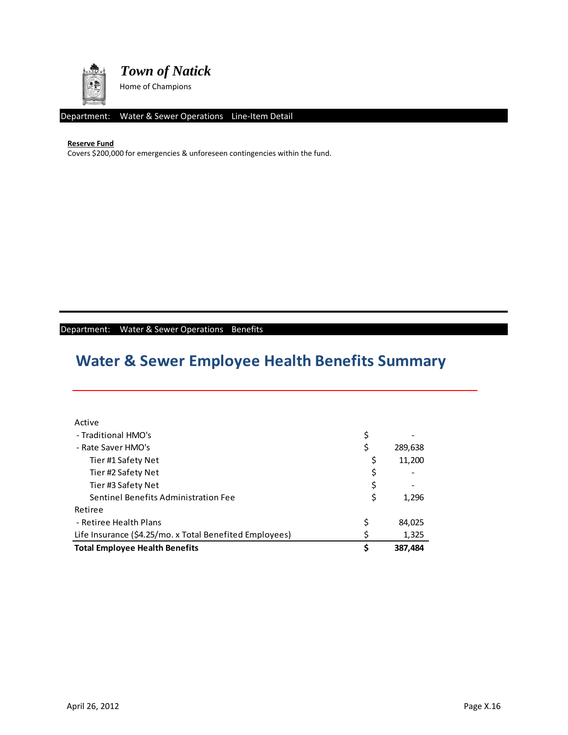*Town of Natick*

Home of Champions

Department: Water & Sewer Operations Line-Item Detail

**Reserve Fund**

Covers $200,000 for emergencies & unforeseen contingencies within the fund.

Department: Water & Sewer Operations Benefits

## Water & Sewer Employee Health Benefits Summary

| | | |
|---|---|---|
| Active | | |
| - Traditional HMO's | $ | - |
| - Rate Saver HMO's | $ | 289,638 |
| Tier #1 Safety Net | $ | 11,200 |
| Tier #2 Safety Net | $ | - |
| Tier #3 Safety Net | $ | - |
| Sentinel Benefits Administration Fee | $ | 1,296 |
| Retiree | | |
| - Retiree Health Plans | $ | 84,025 |
| Life Insurance ($4.25/mo. x Total Benefited Employees) | $ | 1,325 |
| **Total Employee Health Benefits** | **$** | **387,484** |

April 26, 2012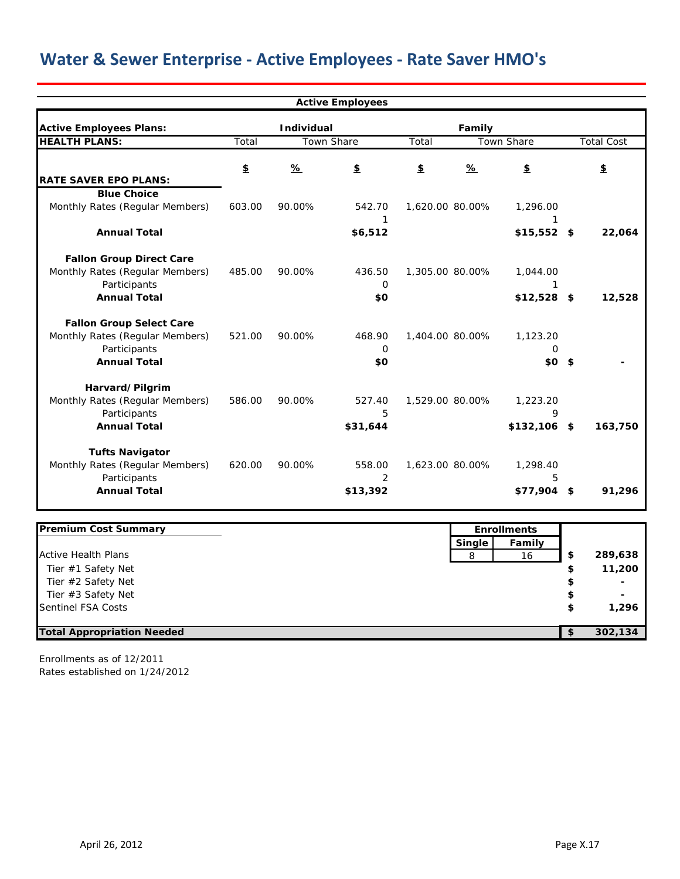# Water & Sewer Enterprise - Active Employees - Rate Saver HMO's

| Active Employees | | | | | | | |
|---|---|---|---|---|---|---|---|
| **Active Employees Plans:** | **Individual** | | | **Family** | | | |
| **HEALTH PLANS:** | Total | Town Share | | Total | Town Share | | Total Cost |
| **RATE SAVER EPO PLANS:** | $ | % | $ | $ | % | $ | $ |
| **Blue Choice** | | | | | | | |
| Monthly Rates (Regular Members) | 603.00 | 90.00% | 542.70 | 1,620.00 | 80.00% | 1,296.00 | |
| | | | 1 | | | 1 | |
| **Annual Total** | | | **$6,512** | | | **$15,552** | $ 22,064 |
| **Fallon Group Direct Care** | | | | | | | |
| Monthly Rates (Regular Members) | 485.00 | 90.00% | 436.50 | 1,305.00 | 80.00% | 1,044.00 | |
| Participants | | | 0 | | | 1 | |
| **Annual Total** | | | **$0** | | | **$12,528** | $ 12,528 |
| **Fallon Group Select Care** | | | | | | | |
| Monthly Rates (Regular Members) | 521.00 | 90.00% | 468.90 | 1,404.00 | 80.00% | 1,123.20 | |
| Participants | | | 0 | | | 0 | |
| **Annual Total** | | | **$0** | | | **$0** | $ - |
| **Harvard/Pilgrim** | | | | | | | |
| Monthly Rates (Regular Members) | 586.00 | 90.00% | 527.40 | 1,529.00 | 80.00% | 1,223.20 | |
| Participants | | | 5 | | | 9 | |
| **Annual Total** | | | **$31,644** | | | **$132,106** | $ 163,750 |
| **Tufts Navigator** | | | | | | | |
| Monthly Rates (Regular Members) | 620.00 | 90.00% | 558.00 | 1,623.00 | 80.00% | 1,298.40 | |
| Participants | | | 2 | | | 5 | |
| **Annual Total** | | | **$13,392** | | | **$77,904** | $ 91,296 |

| **Premium Cost Summary** | **Enrollments** | | |
|---|---|---|---|
| | **Single** | **Family** | |
| Active Health Plans | 8 | 16 | $ 289,638 |
| Tier #1 Safety Net | | | $ 11,200 |
| Tier #2 Safety Net | | | $ - |
| Tier #3 Safety Net | | | $ - |
| Sentinel FSA Costs | | | $ 1,296 |
| **Total Appropriation Needed** | | | **$ 302,134** |

Enrollments as of 12/2011
Rates established on 1/24/2012

April 26, 2012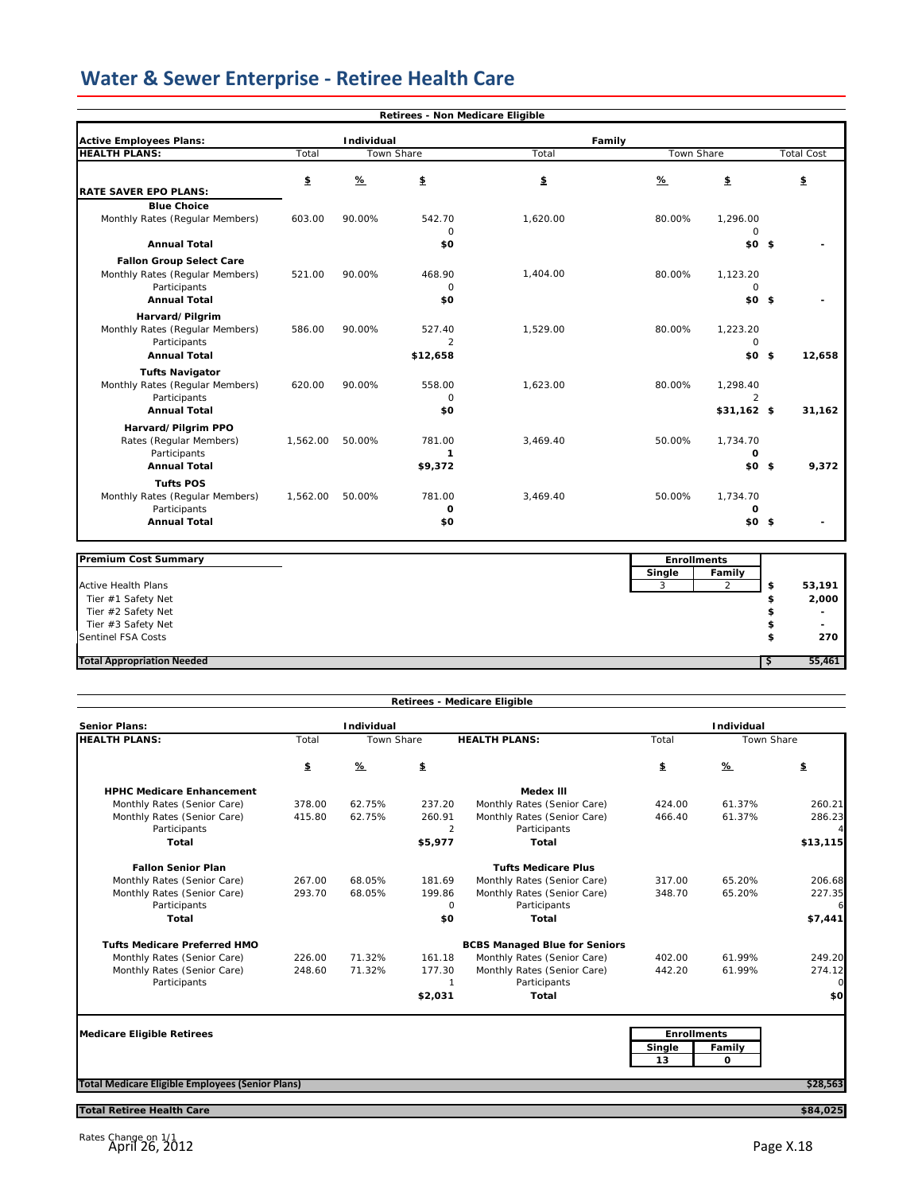# Water & Sewer Enterprise - Retiree Health Care

**Retirees - Non Medicare Eligible**

| **Active Employees Plans:** | **Individual** | | | **Family** | | | |
|---|---|---|---|---|---|---|---|
| **HEALTH PLANS:** | Total | Town Share | | Total | Town Share | | Total Cost |
| **RATE SAVER EPO PLANS:** | $ | % | $ | $ | % | $ | $ |
| **Blue Choice** | | | | | | | |
| Monthly Rates (Regular Members) | 603.00 | 90.00% | 542.70 | 1,620.00 | 80.00% | 1,296.00 | |
| | | | 0 | | | 0 | |
| **Annual Total** | | | **$0** | | | **$0** | $ - |
| **Fallon Group Select Care** | | | | | | | |
| Monthly Rates (Regular Members) | 521.00 | 90.00% | 468.90 | 1,404.00 | 80.00% | 1,123.20 | |
| Participants | | | 0 | | | 0 | |
| **Annual Total** | | | **$0** | | | **$0** | $ - |
| **Harvard/Pilgrim** | | | | | | | |
| Monthly Rates (Regular Members) | 586.00 | 90.00% | 527.40 | 1,529.00 | 80.00% | 1,223.20 | |
| Participants | | | 2 | | | 0 | |
| **Annual Total** | | | **$12,658** | | | **$0** | $ 12,658 |
| **Tufts Navigator** | | | | | | | |
| Monthly Rates (Regular Members) | 620.00 | 90.00% | 558.00 | 1,623.00 | 80.00% | 1,298.40 | |
| Participants | | | 0 | | | 2 | |
| **Annual Total** | | | **$0** | | | **$31,162** | $ 31,162 |
| **Harvard/Pilgrim PPO** | | | | | | | |
| Rates (Regular Members) | 1,562.00 | 50.00% | 781.00 | 3,469.40 | 50.00% | 1,734.70 | |
| Participants | | | **1** | | | **0** | |
| **Annual Total** | | | **$9,372** | | | **$0** | $ 9,372 |
| **Tufts POS** | | | | | | | |
| Monthly Rates (Regular Members) | 1,562.00 | 50.00% | 781.00 | 3,469.40 | 50.00% | 1,734.70 | |
| Participants | | | **0** | | | **0** | |
| **Annual Total** | | | **$0** | | | **$0** | $ - |

| **Premium Cost Summary** | Enrollments: Single | Enrollments: Family | |
|---|---|---|---|
| Active Health Plans | 3 | 2 | $ 53,191 |
| Tier #1 Safety Net | | | $ 2,000 |
| Tier #2 Safety Net | | | $ - |
| Tier #3 Safety Net | | | $ - |
| Sentinel FSA Costs | | | $ 270 |
| **Total Appropriation Needed** | | | $ 55,461 |

**Retirees - Medicare Eligible**

| **Senior Plans:** | **Individual** | | | | **Individual** | | |
|---|---|---|---|---|---|---|---|
| **HEALTH PLANS:** | Total | Town Share | | **HEALTH PLANS:** | Total | Town Share | |
| | $ | % | $ | | $ | % | $ |
| **HPHC Medicare Enhancement** | | | | **Medex III** | | | |
| Monthly Rates (Senior Care) | 378.00 | 62.75% | 237.20 | Monthly Rates (Senior Care) | 424.00 | 61.37% | 260.21 |
| Monthly Rates (Senior Care) | 415.80 | 62.75% | 260.91 | Monthly Rates (Senior Care) | 466.40 | 61.37% | 286.23 |
| Participants | | | 2 | Participants | | | 4 |
| **Total** | | | **$5,977** | **Total** | | | **$13,115** |
| **Fallon Senior Plan** | | | | **Tufts Medicare Plus** | | | |
| Monthly Rates (Senior Care) | 267.00 | 68.05% | 181.69 | Monthly Rates (Senior Care) | 317.00 | 65.20% | 206.68 |
| Monthly Rates (Senior Care) | 293.70 | 68.05% | 199.86 | Monthly Rates (Senior Care) | 348.70 | 65.20% | 227.35 |
| Participants | | | 0 | Participants | | | 6 |
| **Total** | | | **$0** | **Total** | | | **$7,441** |
| **Tufts Medicare Preferred HMO** | | | | **BCBS Managed Blue for Seniors** | | | |
| Monthly Rates (Senior Care) | 226.00 | 71.32% | 161.18 | Monthly Rates (Senior Care) | 402.00 | 61.99% | 249.20 |
| Monthly Rates (Senior Care) | 248.60 | 71.32% | 177.30 | Monthly Rates (Senior Care) | 442.20 | 61.99% | 274.12 |
| Participants | | | 1 | Participants | | | 0 |
| | | | **$2,031** | **Total** | | | **$0** |

| **Medicare Eligible Retirees** | Enrollments: Single | Enrollments: Family | |
|---|---|---|---|
| | 13 | 0 | |
| **Total Medicare Eligible Employees (Senior Plans)** | | | **$28,563** |
| **Total Retiree Health Care** | | | **$84,025** |

Rates Change on 1/1

April 26, 2012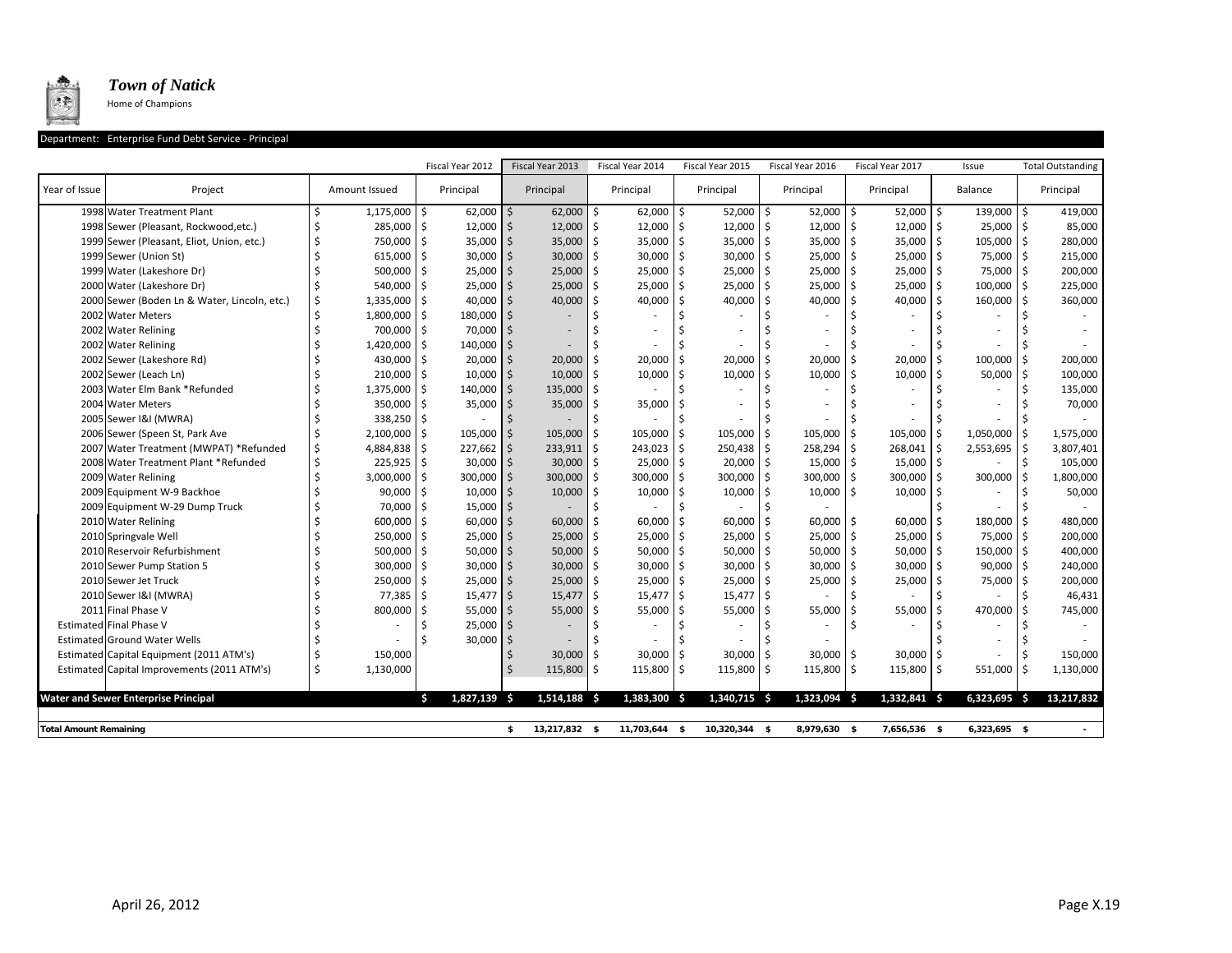*Town of Natick*

Home of Champions

Department: Enterprise Fund Debt Service - Principal

| Year of Issue | Project | Amount Issued | Fiscal Year 2012 Principal | Fiscal Year 2013 Principal | Fiscal Year 2014 Principal | Fiscal Year 2015 Principal | Fiscal Year 2016 Principal | Fiscal Year 2017 Principal | Issue Balance | Total Outstanding Principal |
|---|---|---|---|---|---|---|---|---|---|---|
| 1998 | Water Treatment Plant | $ 1,175,000 | $ 62,000 | $ 62,000 | $ 62,000 | $ 52,000 | $ 52,000 | $ 52,000 | $ 139,000 | $ 419,000 |
| 1998 | Sewer (Pleasant, Rockwood,etc.) | $ 285,000 | $ 12,000 | $ 12,000 | $ 12,000 | $ 12,000 | $ 12,000 | $ 12,000 | $ 25,000 | $ 85,000 |
| 1999 | Sewer (Pleasant, Eliot, Union, etc.) | $ 750,000 | $ 35,000 | $ 35,000 | $ 35,000 | $ 35,000 | $ 35,000 | $ 35,000 | $ 105,000 | $ 280,000 |
| 1999 | Sewer (Union St) | $ 615,000 | $ 30,000 | $ 30,000 | $ 30,000 | $ 30,000 | $ 25,000 | $ 25,000 | $ 75,000 | $ 215,000 |
| 1999 | Water (Lakeshore Dr) | $ 500,000 | $ 25,000 | $ 25,000 | $ 25,000 | $ 25,000 | $ 25,000 | $ 25,000 | $ 75,000 | $ 200,000 |
| 2000 | Water (Lakeshore Dr) | $ 540,000 | $ 25,000 | $ 25,000 | $ 25,000 | $ 25,000 | $ 25,000 | $ 25,000 | $ 100,000 | $ 225,000 |
| 2000 | Sewer (Boden Ln & Water, Lincoln, etc.) | $ 1,335,000 | $ 40,000 | $ 40,000 | $ 40,000 | $ 40,000 | $ 40,000 | $ 40,000 | $ 160,000 | $ 360,000 |
| 2002 | Water Meters | $ 1,800,000 | $ 180,000 | $ - | $ - | $ - | $ - | $ - | $ - | $ - |
| 2002 | Water Relining | $ 700,000 | $ 70,000 | $ - | $ - | $ - | $ - | $ - | $ - | $ - |
| 2002 | Water Relining | $ 1,420,000 | $ 140,000 | $ - | $ - | $ - | $ - | $ - | $ - | $ - |
| 2002 | Sewer (Lakeshore Rd) | $ 430,000 | $ 20,000 | $ 20,000 | $ 20,000 | $ 20,000 | $ 20,000 | $ 20,000 | $ 100,000 | $ 200,000 |
| 2002 | Sewer (Leach Ln) | $ 210,000 | $ 10,000 | $ 10,000 | $ 10,000 | $ 10,000 | $ 10,000 | $ 10,000 | $ 50,000 | $ 100,000 |
| 2003 | Water Elm Bank *Refunded | $ 1,375,000 | $ 140,000 | $ 135,000 | $ - | $ - | $ - | $ - | $ - | $ 135,000 |
| 2004 | Water Meters | $ 350,000 | $ 35,000 | $ 35,000 | $ 35,000 | $ - | $ - | $ - | $ - | $ 70,000 |
| 2005 | Sewer I&I (MWRA) | $ 338,250 | $ - | $ - | $ - | $ - | $ - | $ - | $ - | $ - |
| 2006 | Sewer (Speen St, Park Ave | $ 2,100,000 | $ 105,000 | $ 105,000 | $ 105,000 | $ 105,000 | $ 105,000 | $ 105,000 | $ 1,050,000 | $ 1,575,000 |
| 2007 | Water Treatment (MWPAT) *Refunded | $ 4,884,838 | $ 227,662 | $ 233,911 | $ 243,023 | $ 250,438 | $ 258,294 | $ 268,041 | $ 2,553,695 | $ 3,807,401 |
| 2008 | Water Treatment Plant *Refunded | $ 225,925 | $ 30,000 | $ 30,000 | $ 25,000 | $ 20,000 | $ 15,000 | $ 15,000 | $ - | $ 105,000 |
| 2009 | Water Relining | $ 3,000,000 | $ 300,000 | $ 300,000 | $ 300,000 | $ 300,000 | $ 300,000 | $ 300,000 | $ 300,000 | $ 1,800,000 |
| 2009 | Equipment W-9 Backhoe | $ 90,000 | $ 10,000 | $ 10,000 | $ 10,000 | $ 10,000 | $ 10,000 | $ 10,000 | $ - | $ 50,000 |
| 2009 | Equipment W-29 Dump Truck | $ 70,000 | $ 15,000 | $ - | $ - | $ - | $ - | | $ - | $ - |
| 2010 | Water Relining | $ 600,000 | $ 60,000 | $ 60,000 | $ 60,000 | $ 60,000 | $ 60,000 | $ 60,000 | $ 180,000 | $ 480,000 |
| 2010 | Springvale Well | $ 250,000 | $ 25,000 | $ 25,000 | $ 25,000 | $ 25,000 | $ 25,000 | $ 25,000 | $ 75,000 | $ 200,000 |
| 2010 | Reservoir Refurbishment | $ 500,000 | $ 50,000 | $ 50,000 | $ 50,000 | $ 50,000 | $ 50,000 | $ 50,000 | $ 150,000 | $ 400,000 |
| 2010 | Sewer Pump Station 5 | $ 300,000 | $ 30,000 | $ 30,000 | $ 30,000 | $ 30,000 | $ 30,000 | $ 30,000 | $ 90,000 | $ 240,000 |
| 2010 | Sewer Jet Truck | $ 250,000 | $ 25,000 | $ 25,000 | $ 25,000 | $ 25,000 | $ 25,000 | $ 25,000 | $ 75,000 | $ 200,000 |
| 2010 | Sewer I&I (MWRA) | $ 77,385 | $ 15,477 | $ 15,477 | $ 15,477 | $ 15,477 | $ - | $ - | $ - | $ 46,431 |
| 2011 | Final Phase V | $ 800,000 | $ 55,000 | $ 55,000 | $ 55,000 | $ 55,000 | $ 55,000 | $ 55,000 | $ 470,000 | $ 745,000 |
| Estimated | Final Phase V | $ - | $ 25,000 | $ - | $ - | $ - | $ - | $ - | $ - | $ - |
| Estimated | Ground Water Wells | $ - | $ 30,000 | $ - | $ - | $ - | $ - | | $ - | $ - |
| Estimated | Capital Equipment (2011 ATM's) | $ 150,000 | | $ 30,000 | $ 30,000 | $ 30,000 | $ 30,000 | $ 30,000 | $ - | $ 150,000 |
| Estimated | Capital Improvements (2011 ATM's) | $ 1,130,000 | | $ 115,800 | $ 115,800 | $ 115,800 | $ 115,800 | $ 115,800 | $ 551,000 | $ 1,130,000 |
| **Water and Sewer Enterprise Principal** | | | **$ 1,827,139** | **$ 1,514,188** | **$ 1,383,300** | **$ 1,340,715** | **$ 1,323,094** | **$ 1,332,841** | **$ 6,323,695** | **$ 13,217,832** |
| **Total Amount Remaining** | | | | **$ 13,217,832** | **$ 11,703,644** | **$ 10,320,344** | **$ 8,979,630** | **$ 7,656,536** | **$ 6,323,695** | **$ -** |

April 26, 2012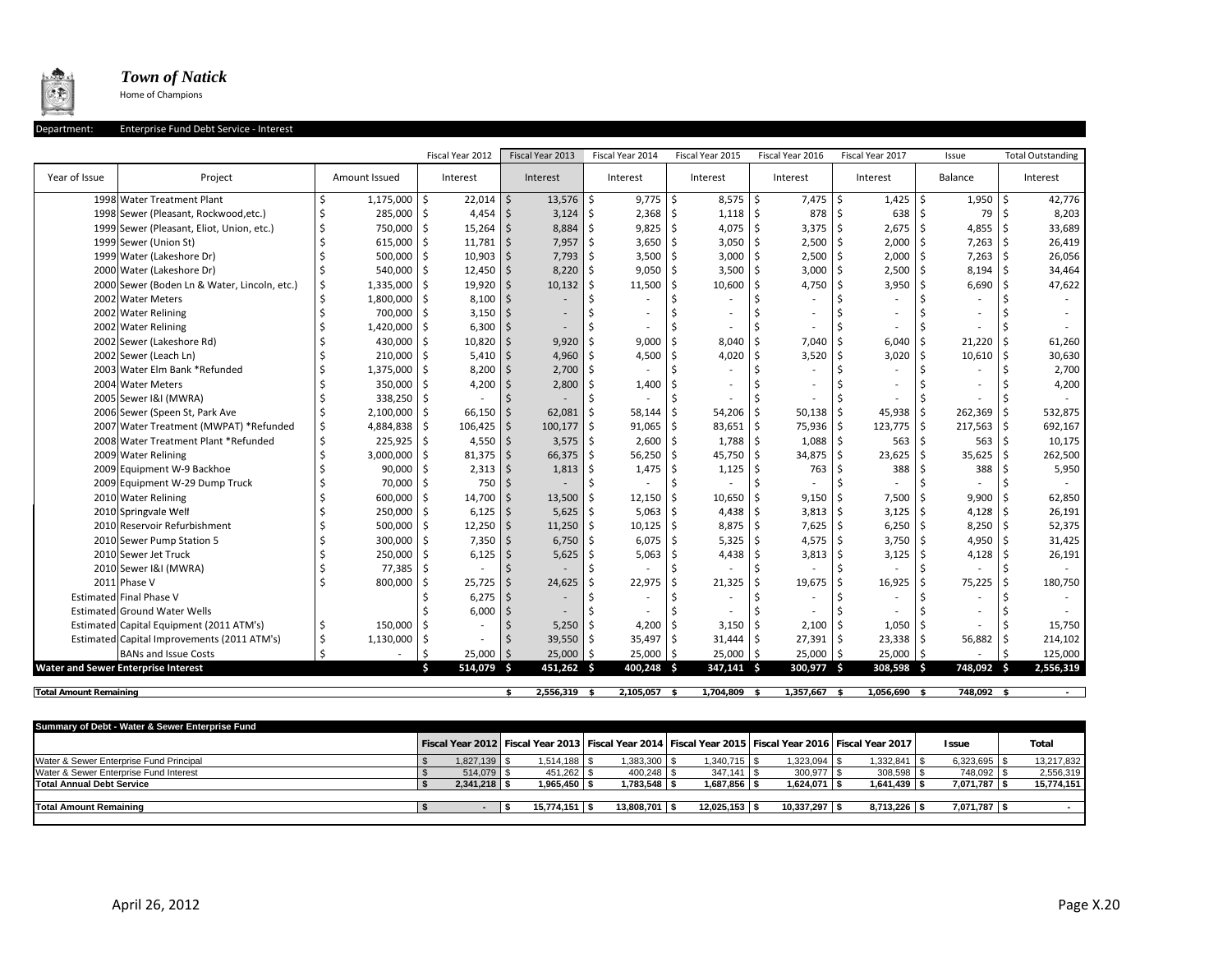# *Town of Natick*

Home of Champions

Department: Enterprise Fund Debt Service - Interest

| Year of Issue | Project | Amount Issued | Fiscal Year 2012 Interest | Fiscal Year 2013 Interest | Fiscal Year 2014 Interest | Fiscal Year 2015 Interest | Fiscal Year 2016 Interest | Fiscal Year 2017 Interest | Issue Balance | Total Outstanding Interest |
|---|---|---|---|---|---|---|---|---|---|---|
| 1998 | Water Treatment Plant | $ 1,175,000 | $ 22,014 | $ 13,576 | $ 9,775 | $ 8,575 | $ 7,475 | $ 1,425 | $ 1,950 | $ 42,776 |
| 1998 | Sewer (Pleasant, Rockwood,etc.) | $ 285,000 | $ 4,454 | $ 3,124 | $ 2,368 | $ 1,118 | $ 878 | $ 638 | $ 79 | $ 8,203 |
| 1999 | Sewer (Pleasant, Eliot, Union, etc.) | $ 750,000 | $ 15,264 | $ 8,884 | $ 9,825 | $ 4,075 | $ 3,375 | $ 2,675 | $ 4,855 | $ 33,689 |
| 1999 | Sewer (Union St) | $ 615,000 | $ 11,781 | $ 7,957 | $ 3,650 | $ 3,050 | $ 2,500 | $ 2,000 | $ 7,263 | $ 26,419 |
| 1999 | Water (Lakeshore Dr) | $ 500,000 | $ 10,903 | $ 7,793 | $ 3,500 | $ 3,000 | $ 2,500 | $ 2,000 | $ 7,263 | $ 26,056 |
| 2000 | Water (Lakeshore Dr) | $ 540,000 | $ 12,450 | $ 8,220 | $ 9,050 | $ 3,500 | $ 3,000 | $ 2,500 | $ 8,194 | $ 34,464 |
| 2000 | Sewer (Boden Ln & Water, Lincoln, etc.) | $ 1,335,000 | $ 19,920 | $ 10,132 | $ 11,500 | $ 10,600 | $ 4,750 | $ 3,950 | $ 6,690 | $ 47,622 |
| 2002 | Water Meters | $ 1,800,000 | $ 8,100 | $ - | $ - | $ - | $ - | $ - | $ - | $ - |
| 2002 | Water Relining | $ 700,000 | $ 3,150 | $ - | $ - | $ - | $ - | $ - | $ - | $ - |
| 2002 | Water Relining | $ 1,420,000 | $ 6,300 | $ - | $ - | $ - | $ - | $ - | $ - | $ - |
| 2002 | Sewer (Lakeshore Rd) | $ 430,000 | $ 10,820 | $ 9,920 | $ 9,000 | $ 8,040 | $ 7,040 | $ 6,040 | $ 21,220 | $ 61,260 |
| 2002 | Sewer (Leach Ln) | $ 210,000 | $ 5,410 | $ 4,960 | $ 4,500 | $ 4,020 | $ 3,520 | $ 3,020 | $ 10,610 | $ 30,630 |
| 2003 | Water Elm Bank *Refunded | $ 1,375,000 | $ 8,200 | $ 2,700 | $ - | $ - | $ - | $ - | $ - | $ 2,700 |
| 2004 | Water Meters | $ 350,000 | $ 4,200 | $ 2,800 | $ 1,400 | $ - | $ - | $ - | $ - | $ 4,200 |
| 2005 | Sewer I&I (MWRA) | $ 338,250 | $ - | $ - | $ - | $ - | $ - | $ - | $ - | $ - |
| 2006 | Sewer (Speen St, Park Ave | $ 2,100,000 | $ 66,150 | $ 62,081 | $ 58,144 | $ 54,206 | $ 50,138 | $ 45,938 | $ 262,369 | $ 532,875 |
| 2007 | Water Treatment (MWPAT) *Refunded | $ 4,884,838 | $ 106,425 | $ 100,177 | $ 91,065 | $ 83,651 | $ 75,936 | $ 123,775 | $ 217,563 | $ 692,167 |
| 2008 | Water Treatment Plant *Refunded | $ 225,925 | $ 4,550 | $ 3,575 | $ 2,600 | $ 1,788 | $ 1,088 | $ 563 | $ 563 | $ 10,175 |
| 2009 | Water Relining | $ 3,000,000 | $ 81,375 | $ 66,375 | $ 56,250 | $ 45,750 | $ 34,875 | $ 23,625 | $ 35,625 | $ 262,500 |
| 2009 | Equipment W-9 Backhoe | $ 90,000 | $ 2,313 | $ 1,813 | $ 1,475 | $ 1,125 | $ 763 | $ 388 | $ 388 | $ 5,950 |
| 2009 | Equipment W-29 Dump Truck | $ 70,000 | $ 750 | $ - | $ - | $ - | $ - | $ - | $ - | $ - |
| 2010 | Water Relining | $ 600,000 | $ 14,700 | $ 13,500 | $ 12,150 | $ 10,650 | $ 9,150 | $ 7,500 | $ 9,900 | $ 62,850 |
| 2010 | Springvale Well | $ 250,000 | $ 6,125 | $ 5,625 | $ 5,063 | $ 4,438 | $ 3,813 | $ 3,125 | $ 4,128 | $ 26,191 |
| 2010 | Reservoir Refurbishment | $ 500,000 | $ 12,250 | $ 11,250 | $ 10,125 | $ 8,875 | $ 7,625 | $ 6,250 | $ 8,250 | $ 52,375 |
| 2010 | Sewer Pump Station 5 | $ 300,000 | $ 7,350 | $ 6,750 | $ 6,075 | $ 5,325 | $ 4,575 | $ 3,750 | $ 4,950 | $ 31,425 |
| 2010 | Sewer Jet Truck | $ 250,000 | $ 6,125 | $ 5,625 | $ 5,063 | $ 4,438 | $ 3,813 | $ 3,125 | $ 4,128 | $ 26,191 |
| 2010 | Sewer I&I (MWRA) | $ 77,385 | $ - | $ - | $ - | $ - | $ - | $ - | $ - | $ - |
| 2011 | Phase V | $ 800,000 | $ 25,725 | $ 24,625 | $ 22,975 | $ 21,325 | $ 19,675 | $ 16,925 | $ 75,225 | $ 180,750 |
| Estimated | Final Phase V | | $ 6,275 | $ - | $ - | $ - | $ - | $ - | $ - | $ - |
| Estimated | Ground Water Wells | | $ 6,000 | $ - | $ - | $ - | $ - | $ - | $ - | $ - |
| Estimated | Capital Equipment (2011 ATM's) | $ 150,000 | $ - | $ 5,250 | $ 4,200 | $ 3,150 | $ 2,100 | $ 1,050 | $ - | $ 15,750 |
| Estimated | Capital Improvements (2011 ATM's) | $ 1,130,000 | $ - | $ 39,550 | $ 35,497 | $ 31,444 | $ 27,391 | $ 23,338 | $ 56,882 | $ 214,102 |
| | BANs and Issue Costs | $ - | $ 25,000 | $ 25,000 | $ 25,000 | $ 25,000 | $ 25,000 | $ 25,000 | $ - | $ 125,000 |
| **Water and Sewer Enterprise Interest** | | | **$ 514,079** | **$ 451,262** | **$ 400,248** | **$ 347,141** | **$ 300,977** | **$ 308,598** | **$ 748,092** | **$ 2,556,319** |
| | | | | | | | | | | |
| **Total Amount Remaining** | | | | **$ 2,556,319** | **$ 2,105,057** | **$ 1,704,809** | **$ 1,357,667** | **$ 1,056,690** | **$ 748,092** | **$ -** |

**Summary of Debt - Water & Sewer Enterprise Fund**

| | Fiscal Year 2012 | Fiscal Year 2013 | Fiscal Year 2014 | Fiscal Year 2015 | Fiscal Year 2016 | Fiscal Year 2017 | Issue | Total |
|---|---|---|---|---|---|---|---|---|
| Water & Sewer Enterprise Fund Principal | $ 1,827,139 | $ 1,514,188 | $ 1,383,300 | $ 1,340,715 | $ 1,323,094 | $ 1,332,841 | $ 6,323,695 | $ 13,217,832 |
| Water & Sewer Enterprise Fund Interest | $ 514,079 | $ 451,262 | $ 400,248 | $ 347,141 | $ 300,977 | $ 308,598 | $ 748,092 | $ 2,556,319 |
| **Total Annual Debt Service** | **$ 2,341,218** | **$ 1,965,450** | **$ 1,783,548** | **$ 1,687,856** | **$ 1,624,071** | **$ 1,641,439** | **$ 7,071,787** | **$ 15,774,151** |
| | | | | | | | | |
| **Total Amount Remaining** | **$ -** | **$ 15,774,151** | **$ 13,808,701** | **$ 12,025,153** | **$ 10,337,297** | **$ 8,713,226** | **$ 7,071,787** | **$ -** |

April 26, 2012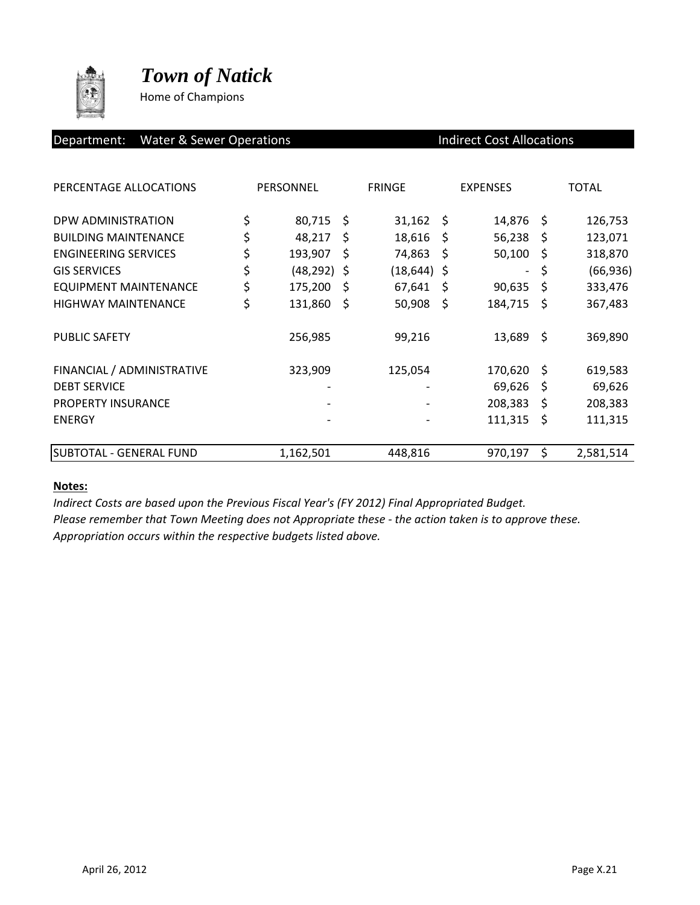# *Town of Natick*

Home of Champions

**Department: Water & Sewer Operations** — **Indirect Cost Allocations**

| PERCENTAGE ALLOCATIONS | PERSONNEL | FRINGE | EXPENSES | TOTAL |
|---|---|---|---|---|
| DPW ADMINISTRATION | $ 80,715 | $ 31,162 | $ 14,876 | $ 126,753 |
| BUILDING MAINTENANCE | $ 48,217 | $ 18,616 | $ 56,238 | $ 123,071 |
| ENGINEERING SERVICES | $ 193,907 | $ 74,863 | $ 50,100 | $ 318,870 |
| GIS SERVICES | $ (48,292) | $ (18,644) | $ - | $ (66,936) |
| EQUIPMENT MAINTENANCE | $ 175,200 | $ 67,641 | $ 90,635 | $ 333,476 |
| HIGHWAY MAINTENANCE | $ 131,860 | $ 50,908 | $ 184,715 | $ 367,483 |
| PUBLIC SAFETY | 256,985 | 99,216 | 13,689 | $ 369,890 |
| FINANCIAL / ADMINISTRATIVE | 323,909 | 125,054 | 170,620 | $ 619,583 |
| DEBT SERVICE | - | - | 69,626 | $ 69,626 |
| PROPERTY INSURANCE | - | - | 208,383 | $ 208,383 |
| ENERGY | - | - | 111,315 | $ 111,315 |
| SUBTOTAL - GENERAL FUND | 1,162,501 | 448,816 | 970,197 | $ 2,581,514 |

**Notes:**

*Indirect Costs are based upon the Previous Fiscal Year's (FY 2012) Final Appropriated Budget.*
*Please remember that Town Meeting does not Appropriate these - the action taken is to approve these.*
*Appropriation occurs within the respective budgets listed above.*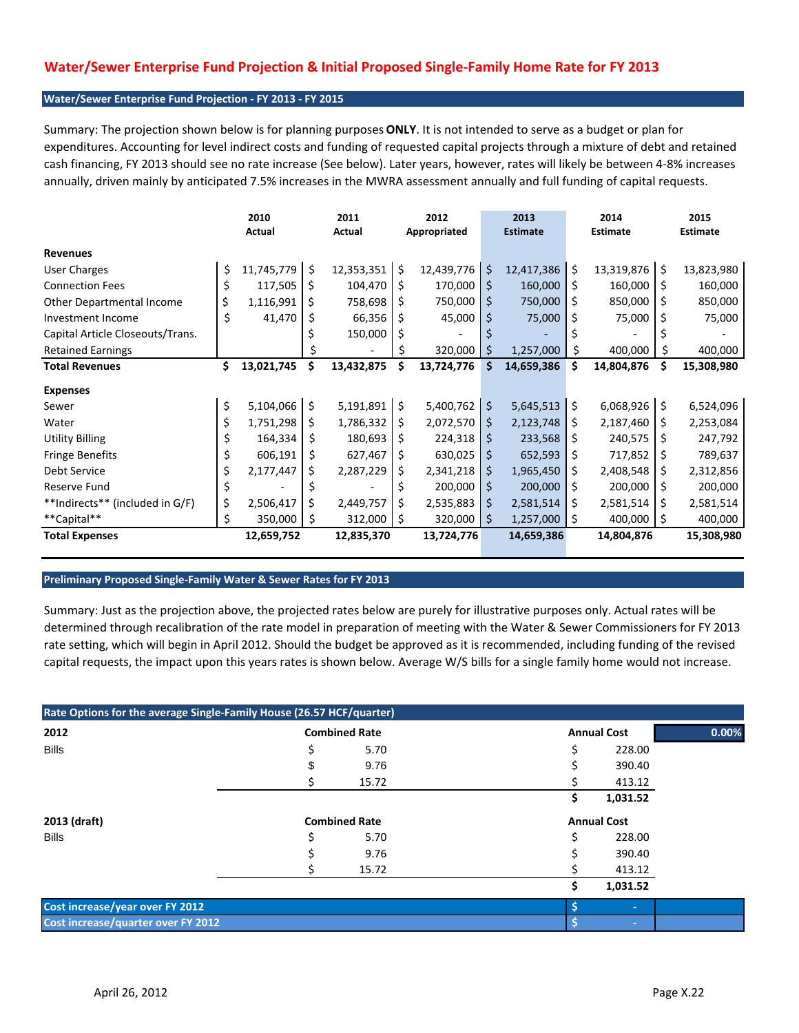## Water/Sewer Enterprise Fund Projection & Initial Proposed Single-Family Home Rate for FY 2013

### Water/Sewer Enterprise Fund Projection - FY 2013 - FY 2015

Summary: The projection shown below is for planning purposes **ONLY**. It is not intended to serve as a budget or plan for expenditures. Accounting for level indirect costs and funding of requested capital projects through a mixture of debt and retained cash financing, FY 2013 should see no rate increase (See below). Later years, however, rates will likely be between 4-8% increases annually, driven mainly by anticipated 7.5% increases in the MWRA assessment annually and full funding of capital requests.

| | 2010 Actual | 2011 Actual | 2012 Appropriated | 2013 Estimate | 2014 Estimate | 2015 Estimate |
|---|---|---|---|---|---|---|
| **Revenues** | | | | | | |
| User Charges | $ 11,745,779 | $ 12,353,351 | $ 12,439,776 | $ 12,417,386 | $ 13,319,876 | $ 13,823,980 |
| Connection Fees | $ 117,505 | $ 104,470 | $ 170,000 | $ 160,000 | $ 160,000 | $ 160,000 |
| Other Departmental Income | $ 1,116,991 | $ 758,698 | $ 750,000 | $ 750,000 | $ 850,000 | $ 850,000 |
| Investment Income | $ 41,470 | $ 66,356 | $ 45,000 | $ 75,000 | $ 75,000 | $ 75,000 |
| Capital Article Closeouts/Trans. | | $ 150,000 | $ - | $ - | $ - | $ - |
| Retained Earnings | | $ - | $ 320,000 | $ 1,257,000 | $ 400,000 | $ 400,000 |
| **Total Revenues** | **$ 13,021,745** | **$ 13,432,875** | **$ 13,724,776** | **$ 14,659,386** | **$ 14,804,876** | **$ 15,308,980** |
| **Expenses** | | | | | | |
| Sewer | $ 5,104,066 | $ 5,191,891 | $ 5,400,762 | $ 5,645,513 | $ 6,068,926 | $ 6,524,096 |
| Water | $ 1,751,298 | $ 1,786,332 | $ 2,072,570 | $ 2,123,748 | $ 2,187,460 | $ 2,253,084 |
| Utility Billing | $ 164,334 | $ 180,693 | $ 224,318 | $ 233,568 | $ 240,575 | $ 247,792 |
| Fringe Benefits | $ 606,191 | $ 627,467 | $ 630,025 | $ 652,593 | $ 717,852 | $ 789,637 |
| Debt Service | $ 2,177,447 | $ 2,287,229 | $ 2,341,218 | $ 1,965,450 | $ 2,408,548 | $ 2,312,856 |
| Reserve Fund | $ - | $ - | $ 200,000 | $ 200,000 | $ 200,000 | $ 200,000 |
| **Indirects** (included in G/F) | $ 2,506,417 | $ 2,449,757 | $ 2,535,883 | $ 2,581,514 | $ 2,581,514 | $ 2,581,514 |
| **Capital** | $ 350,000 | $ 312,000 | $ 320,000 | $ 1,257,000 | $ 400,000 | $ 400,000 |
| **Total Expenses** | **12,659,752** | **12,835,370** | **13,724,776** | **14,659,386** | **14,804,876** | **15,308,980** |

### Preliminary Proposed Single-Family Water & Sewer Rates for FY 2013

Summary: Just as the projection above, the projected rates below are purely for illustrative purposes only. Actual rates will be determined through recalibration of the rate model in preparation of meeting with the Water & Sewer Commissioners for FY 2013 rate setting, which will begin in April 2012. Should the budget be approved as it is recommended, including funding of the revised capital requests, the impact upon this years rates is shown below. Average W/S bills for a single family home would not increase.

| Rate Options for the average Single-Family House (26.57 HCF/quarter) | | | |
|---|---|---|---|
| **2012** | **Combined Rate** | **Annual Cost** | **0.00%** |
| Bills | $ 5.70 | $ 228.00 | |
| | $ 9.76 | $ 390.40 | |
| | $ 15.72 | $ 413.12 | |
| | | **$ 1,031.52** | |
| **2013 (draft)** | **Combined Rate** | **Annual Cost** | |
| Bills | $ 5.70 | $ 228.00 | |
| | $ 9.76 | $ 390.40 | |
| | $ 15.72 | $ 413.12 | |
| | | **$ 1,031.52** | |
| **Cost increase/year over FY 2012** | | $ - | |
| **Cost increase/quarter over FY 2012** | | $ - | |

April 26, 2012